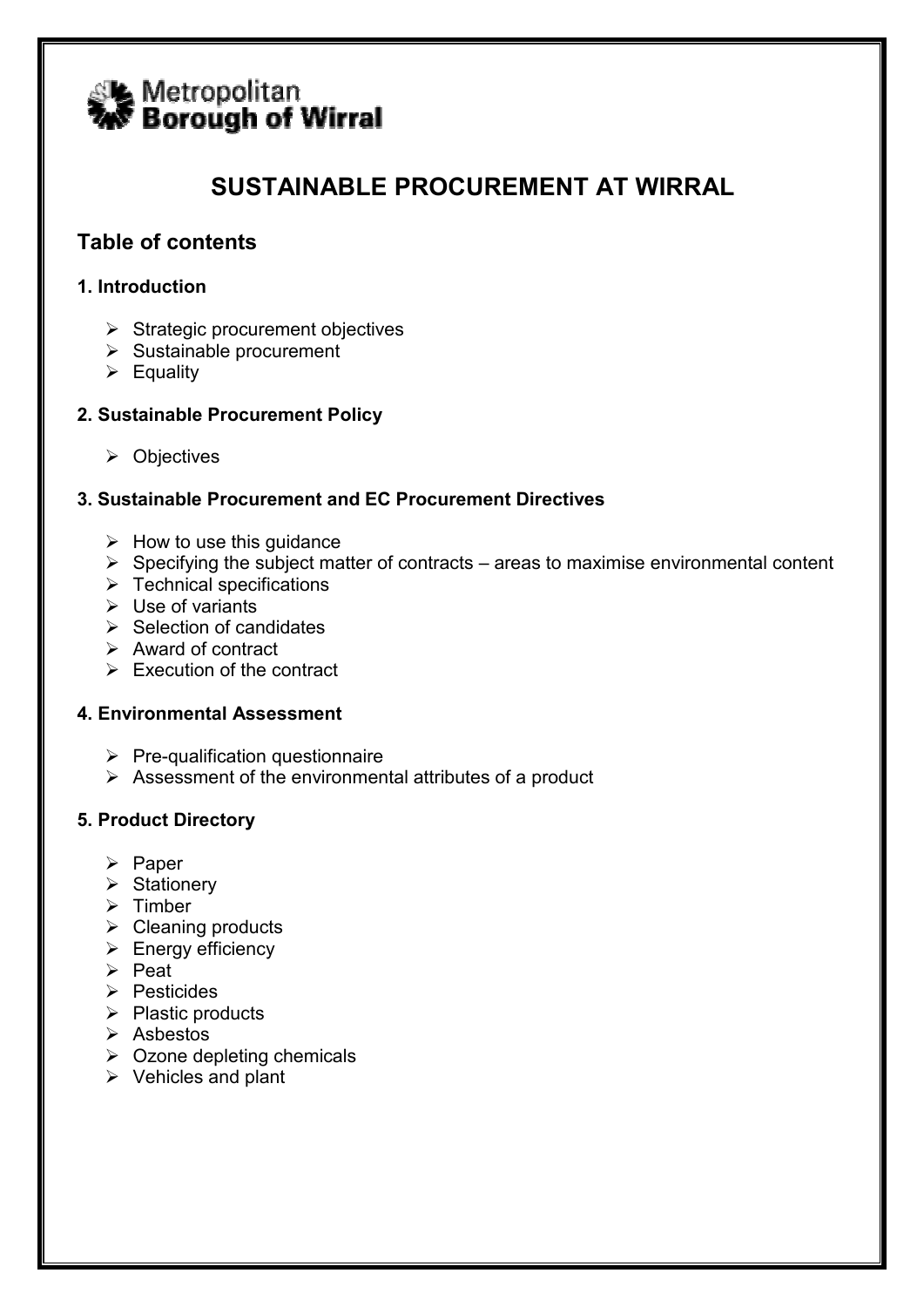Metropolitan **Borough of Wirral**

# SUSTAINABLE PROCUREMENT AT WIRRAL

## Table of contents

### 1. Introduction

- Strategic procurement objectives
- Sustainable procurement
- Equality

### 2. Sustainable Procurement Policy

- Objectives

### 3. Sustainable Procurement and EC Procurement Directives

- How to use this guidance
- Specifying the subject matter of contracts – areas to maximise environmental content
- Technical specifications
- Use of variants
- Selection of candidates
- Award of contract
- Execution of the contract

### 4. Environmental Assessment

- Pre-qualification questionnaire
- Assessment of the environmental attributes of a product

### 5. Product Directory

- Paper
- Stationery
- Timber
- Cleaning products
- Energy efficiency
- Peat
- Pesticides
- Plastic products
- Asbestos
- Ozone depleting chemicals
- Vehicles and plant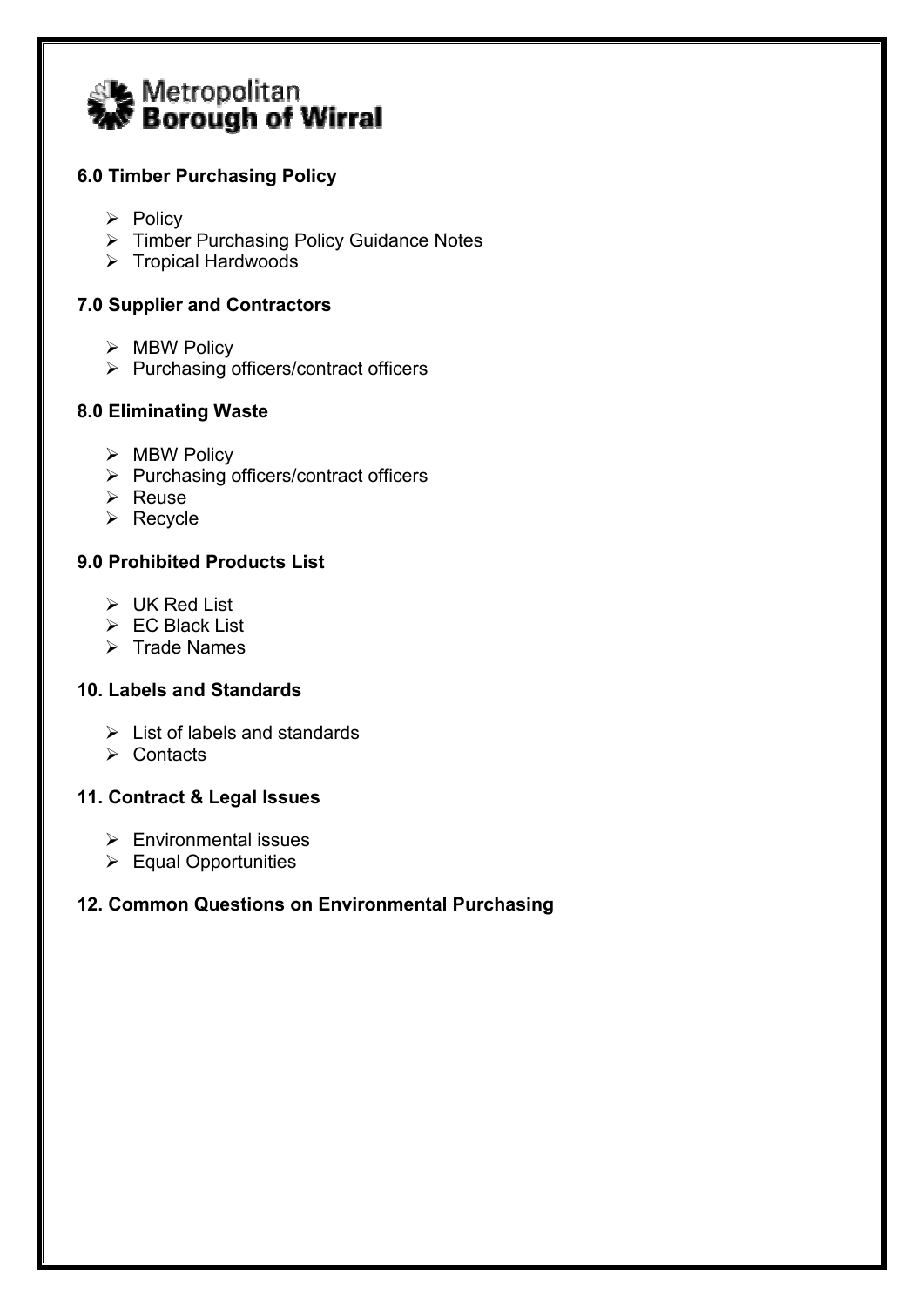Metropolitan Borough of Wirral

### 6.0 Timber Purchasing Policy

- Policy
- Timber Purchasing Policy Guidance Notes
- Tropical Hardwoods

### 7.0 Supplier and Contractors

- MBW Policy
- Purchasing officers/contract officers

### 8.0 Eliminating Waste

- MBW Policy
- Purchasing officers/contract officers
- Reuse
- Recycle

### 9.0 Prohibited Products List

- UK Red List
- EC Black List
- Trade Names

### 10. Labels and Standards

- List of labels and standards
- Contacts

### 11. Contract & Legal Issues

- Environmental issues
- Equal Opportunities

### 12. Common Questions on Environmental Purchasing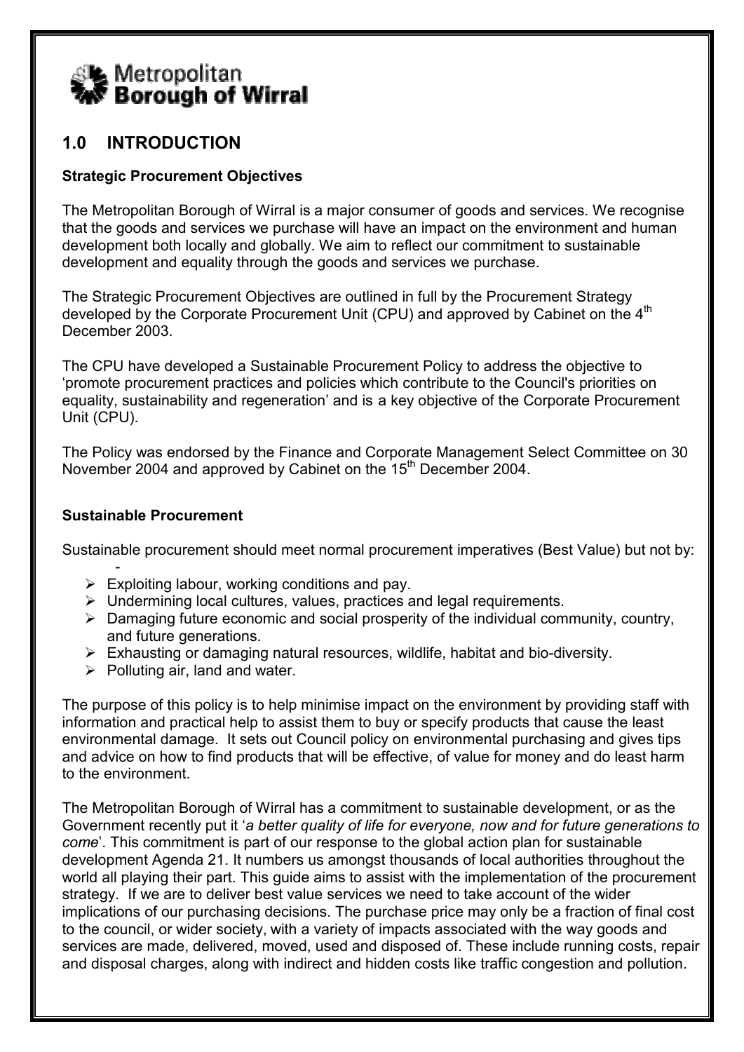Metropolitan Borough of Wirral

## 1.0 INTRODUCTION

### Strategic Procurement Objectives

The Metropolitan Borough of Wirral is a major consumer of goods and services. We recognise that the goods and services we purchase will have an impact on the environment and human development both locally and globally. We aim to reflect our commitment to sustainable development and equality through the goods and services we purchase.

The Strategic Procurement Objectives are outlined in full by the Procurement Strategy developed by the Corporate Procurement Unit (CPU) and approved by Cabinet on the 4th December 2003.

The CPU have developed a Sustainable Procurement Policy to address the objective to 'promote procurement practices and policies which contribute to the Council's priorities on equality, sustainability and regeneration' and is a key objective of the Corporate Procurement Unit (CPU).

The Policy was endorsed by the Finance and Corporate Management Select Committee on 30 November 2004 and approved by Cabinet on the 15th December 2004.

### Sustainable Procurement

Sustainable procurement should meet normal procurement imperatives (Best Value) but not by: -

- Exploiting labour, working conditions and pay.
- Undermining local cultures, values, practices and legal requirements.
- Damaging future economic and social prosperity of the individual community, country, and future generations.
- Exhausting or damaging natural resources, wildlife, habitat and bio-diversity.
- Polluting air, land and water.

The purpose of this policy is to help minimise impact on the environment by providing staff with information and practical help to assist them to buy or specify products that cause the least environmental damage. It sets out Council policy on environmental purchasing and gives tips and advice on how to find products that will be effective, of value for money and do least harm to the environment.

The Metropolitan Borough of Wirral has a commitment to sustainable development, or as the Government recently put it '*a better quality of life for everyone, now and for future generations to come*'. This commitment is part of our response to the global action plan for sustainable development Agenda 21. It numbers us amongst thousands of local authorities throughout the world all playing their part. This guide aims to assist with the implementation of the procurement strategy. If we are to deliver best value services we need to take account of the wider implications of our purchasing decisions. The purchase price may only be a fraction of final cost to the council, or wider society, with a variety of impacts associated with the way goods and services are made, delivered, moved, used and disposed of. These include running costs, repair and disposal charges, along with indirect and hidden costs like traffic congestion and pollution.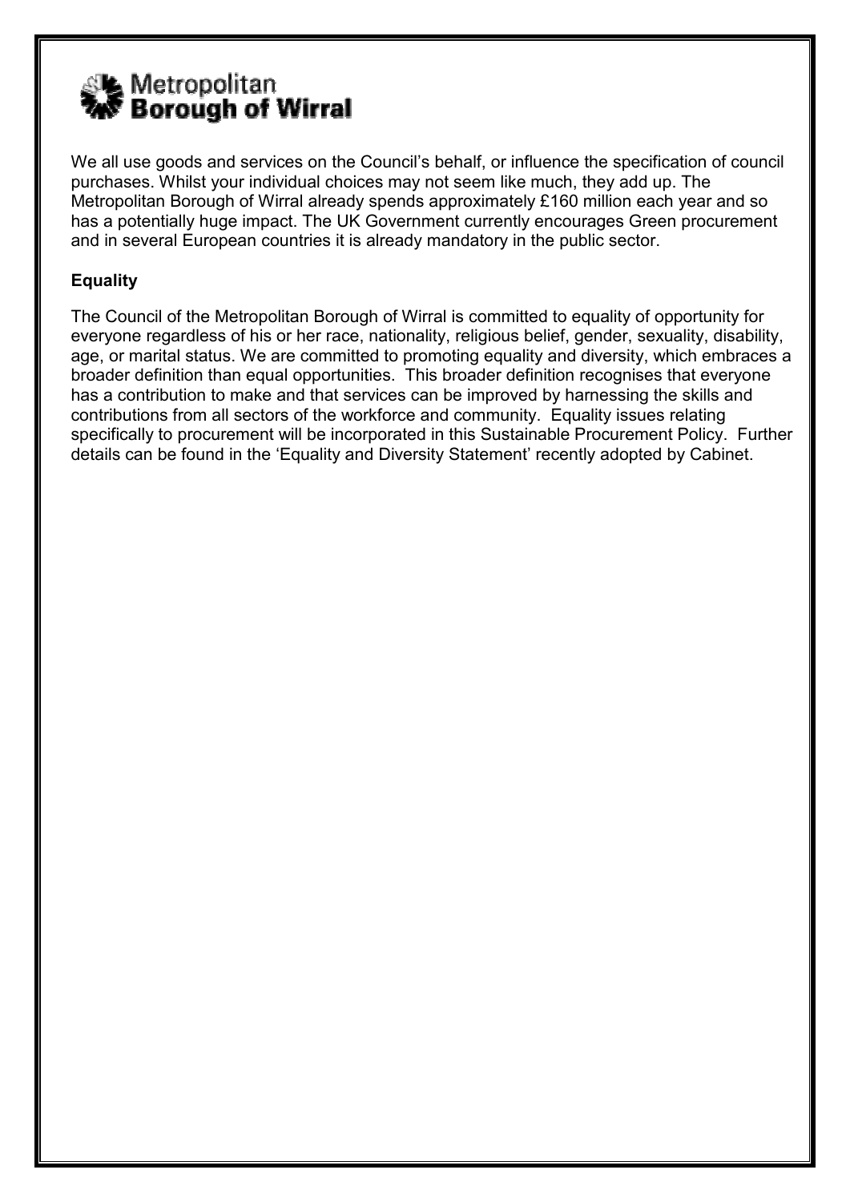We all use goods and services on the Council's behalf, or influence the specification of council purchases. Whilst your individual choices may not seem like much, they add up. The Metropolitan Borough of Wirral already spends approximately £160 million each year and so has a potentially huge impact. The UK Government currently encourages Green procurement and in several European countries it is already mandatory in the public sector.

**Equality**

The Council of the Metropolitan Borough of Wirral is committed to equality of opportunity for everyone regardless of his or her race, nationality, religious belief, gender, sexuality, disability, age, or marital status. We are committed to promoting equality and diversity, which embraces a broader definition than equal opportunities. This broader definition recognises that everyone has a contribution to make and that services can be improved by harnessing the skills and contributions from all sectors of the workforce and community. Equality issues relating specifically to procurement will be incorporated in this Sustainable Procurement Policy. Further details can be found in the 'Equality and Diversity Statement' recently adopted by Cabinet.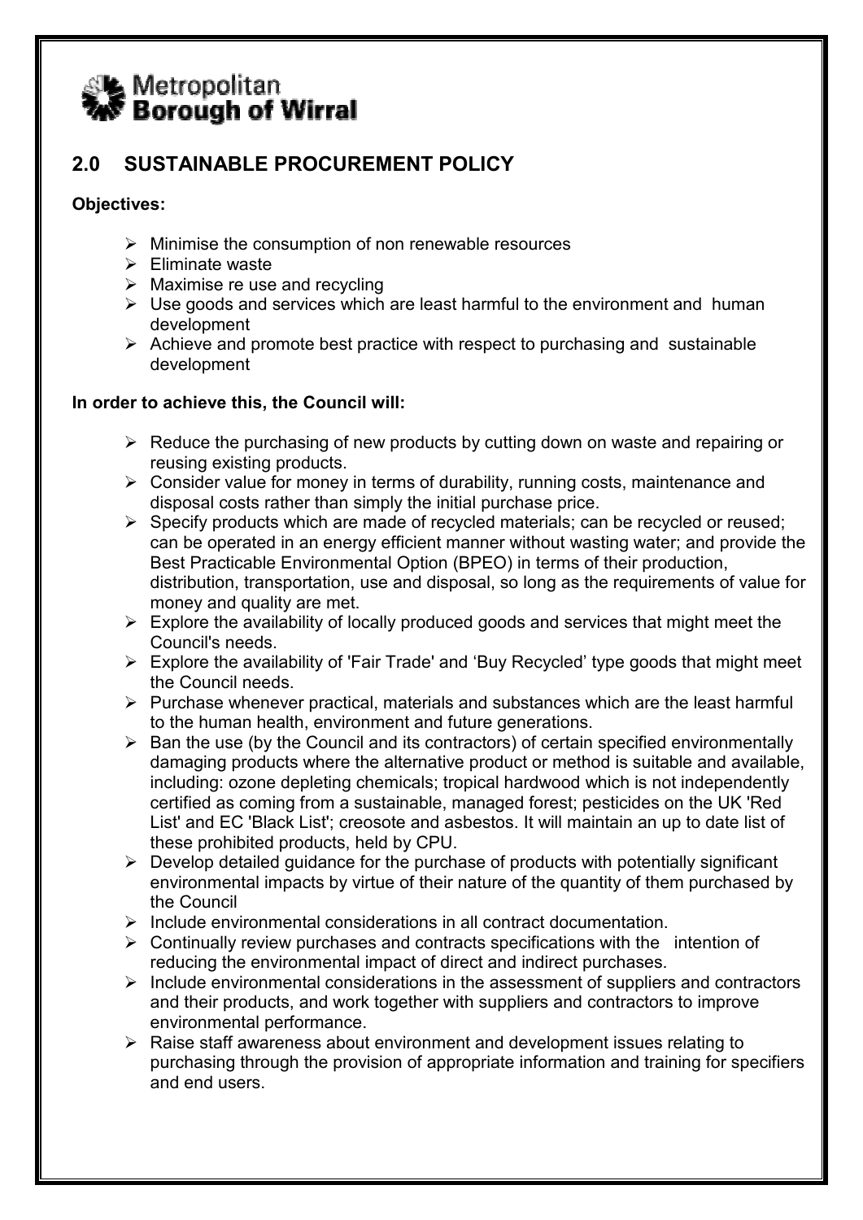Metropolitan **Borough of Wirral**

## 2.0 SUSTAINABLE PROCUREMENT POLICY

**Objectives:**

- Minimise the consumption of non renewable resources
- Eliminate waste
- Maximise re use and recycling
- Use goods and services which are least harmful to the environment and human development
- Achieve and promote best practice with respect to purchasing and sustainable development

**In order to achieve this, the Council will:**

- Reduce the purchasing of new products by cutting down on waste and repairing or reusing existing products.
- Consider value for money in terms of durability, running costs, maintenance and disposal costs rather than simply the initial purchase price.
- Specify products which are made of recycled materials; can be recycled or reused; can be operated in an energy efficient manner without wasting water; and provide the Best Practicable Environmental Option (BPEO) in terms of their production, distribution, transportation, use and disposal, so long as the requirements of value for money and quality are met.
- Explore the availability of locally produced goods and services that might meet the Council's needs.
- Explore the availability of 'Fair Trade' and 'Buy Recycled' type goods that might meet the Council needs.
- Purchase whenever practical, materials and substances which are the least harmful to the human health, environment and future generations.
- Ban the use (by the Council and its contractors) of certain specified environmentally damaging products where the alternative product or method is suitable and available, including: ozone depleting chemicals; tropical hardwood which is not independently certified as coming from a sustainable, managed forest; pesticides on the UK 'Red List' and EC 'Black List'; creosote and asbestos. It will maintain an up to date list of these prohibited products, held by CPU.
- Develop detailed guidance for the purchase of products with potentially significant environmental impacts by virtue of their nature of the quantity of them purchased by the Council
- Include environmental considerations in all contract documentation.
- Continually review purchases and contracts specifications with the intention of reducing the environmental impact of direct and indirect purchases.
- Include environmental considerations in the assessment of suppliers and contractors and their products, and work together with suppliers and contractors to improve environmental performance.
- Raise staff awareness about environment and development issues relating to purchasing through the provision of appropriate information and training for specifiers and end users.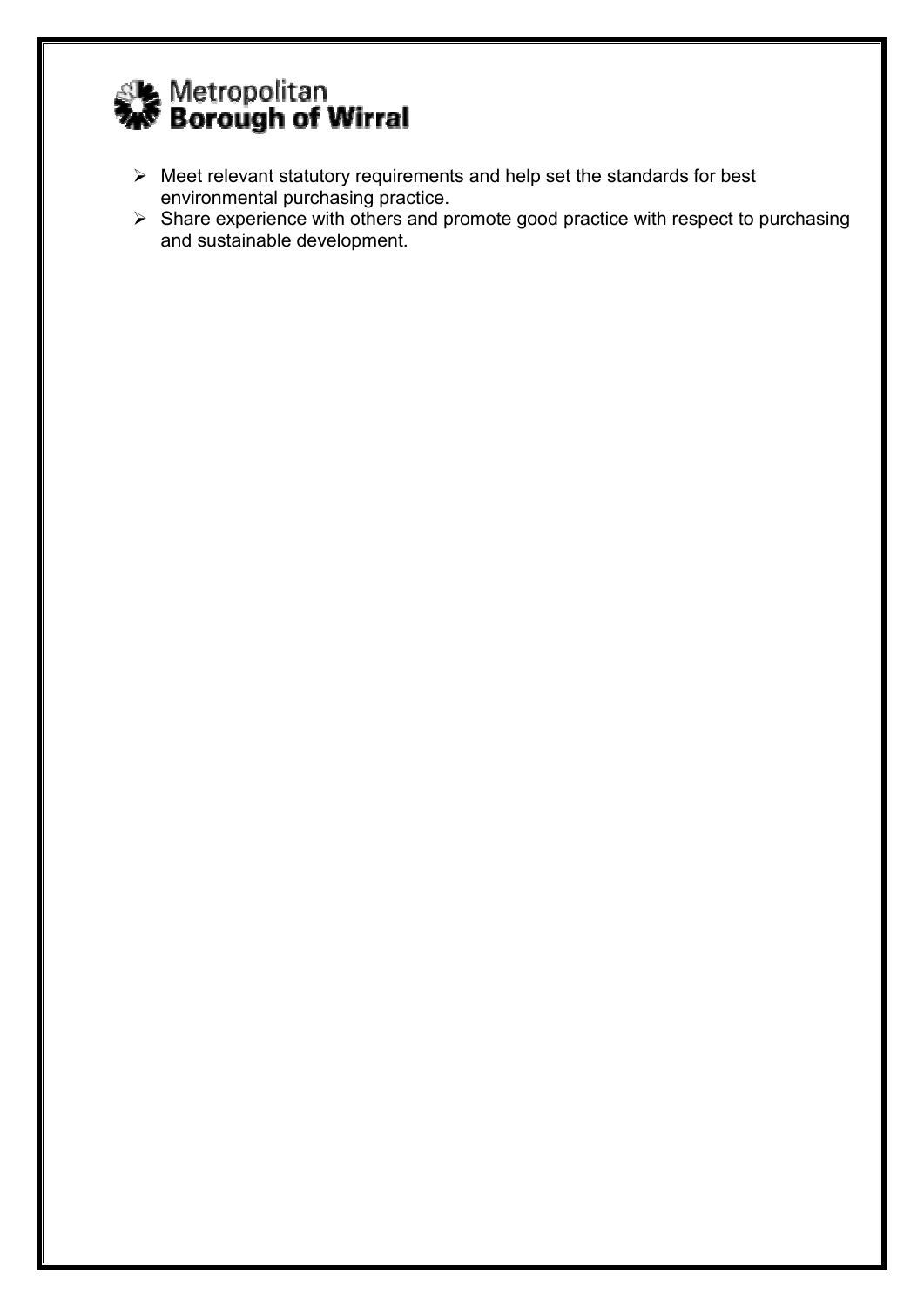- Meet relevant statutory requirements and help set the standards for best environmental purchasing practice.
- Share experience with others and promote good practice with respect to purchasing and sustainable development.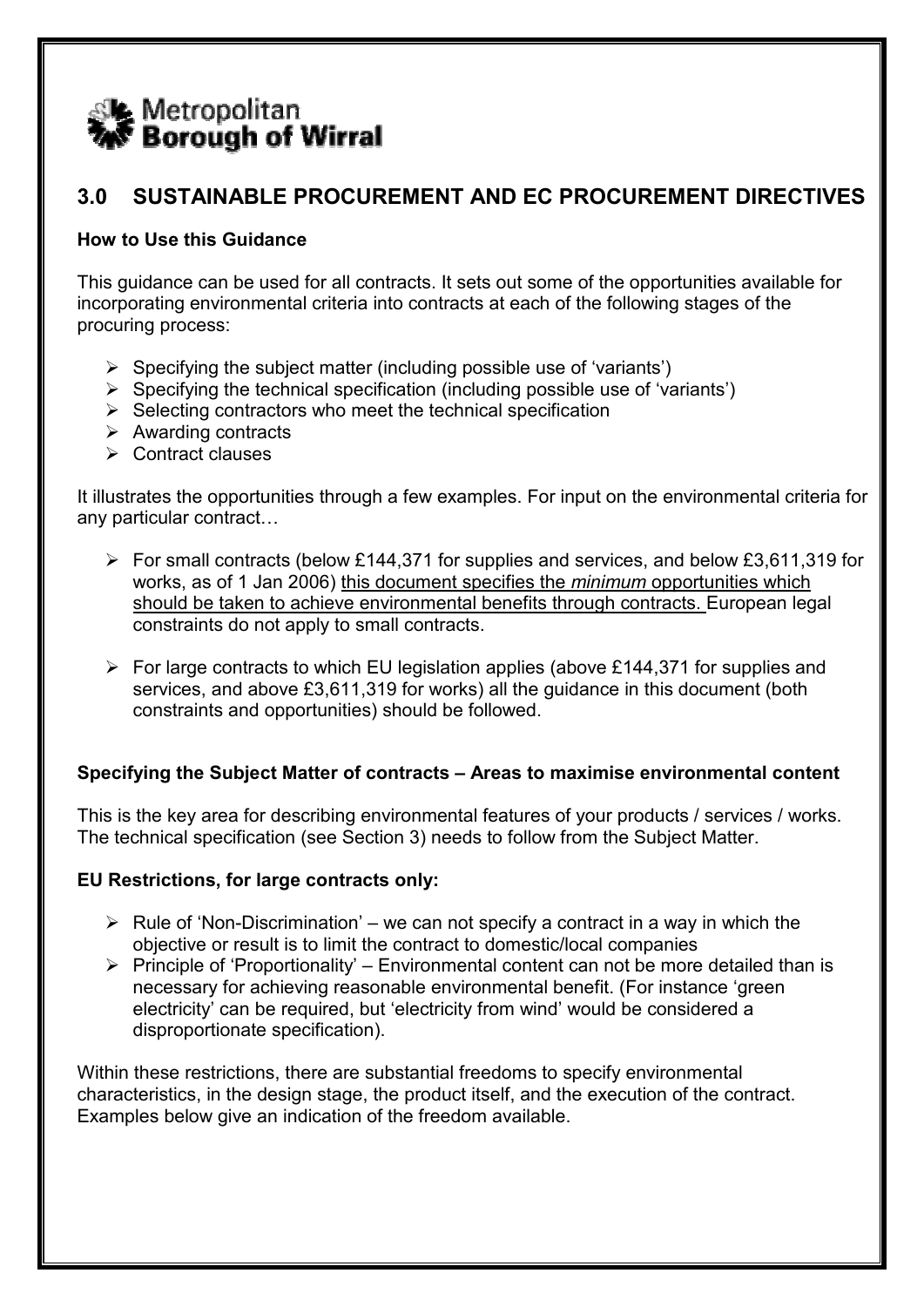Metropolitan **Borough of Wirral**

## 3.0 SUSTAINABLE PROCUREMENT AND EC PROCUREMENT DIRECTIVES

**How to Use this Guidance**

This guidance can be used for all contracts. It sets out some of the opportunities available for incorporating environmental criteria into contracts at each of the following stages of the procuring process:

- Specifying the subject matter (including possible use of 'variants')
- Specifying the technical specification (including possible use of 'variants')
- Selecting contractors who meet the technical specification
- Awarding contracts
- Contract clauses

It illustrates the opportunities through a few examples. For input on the environmental criteria for any particular contract…

- For small contracts (below £144,371 for supplies and services, and below £3,611,319 for works, as of 1 Jan 2006) <u>this document specifies the *minimum* opportunities which should be taken to achieve environmental benefits through contracts.</u> European legal constraints do not apply to small contracts.

- For large contracts to which EU legislation applies (above £144,371 for supplies and services, and above £3,611,319 for works) all the guidance in this document (both constraints and opportunities) should be followed.

**Specifying the Subject Matter of contracts – Areas to maximise environmental content**

This is the key area for describing environmental features of your products / services / works. The technical specification (see Section 3) needs to follow from the Subject Matter.

**EU Restrictions, for large contracts only:**

- Rule of 'Non-Discrimination' – we can not specify a contract in a way in which the objective or result is to limit the contract to domestic/local companies
- Principle of 'Proportionality' – Environmental content can not be more detailed than is necessary for achieving reasonable environmental benefit. (For instance 'green electricity' can be required, but 'electricity from wind' would be considered a disproportionate specification).

Within these restrictions, there are substantial freedoms to specify environmental characteristics, in the design stage, the product itself, and the execution of the contract. Examples below give an indication of the freedom available.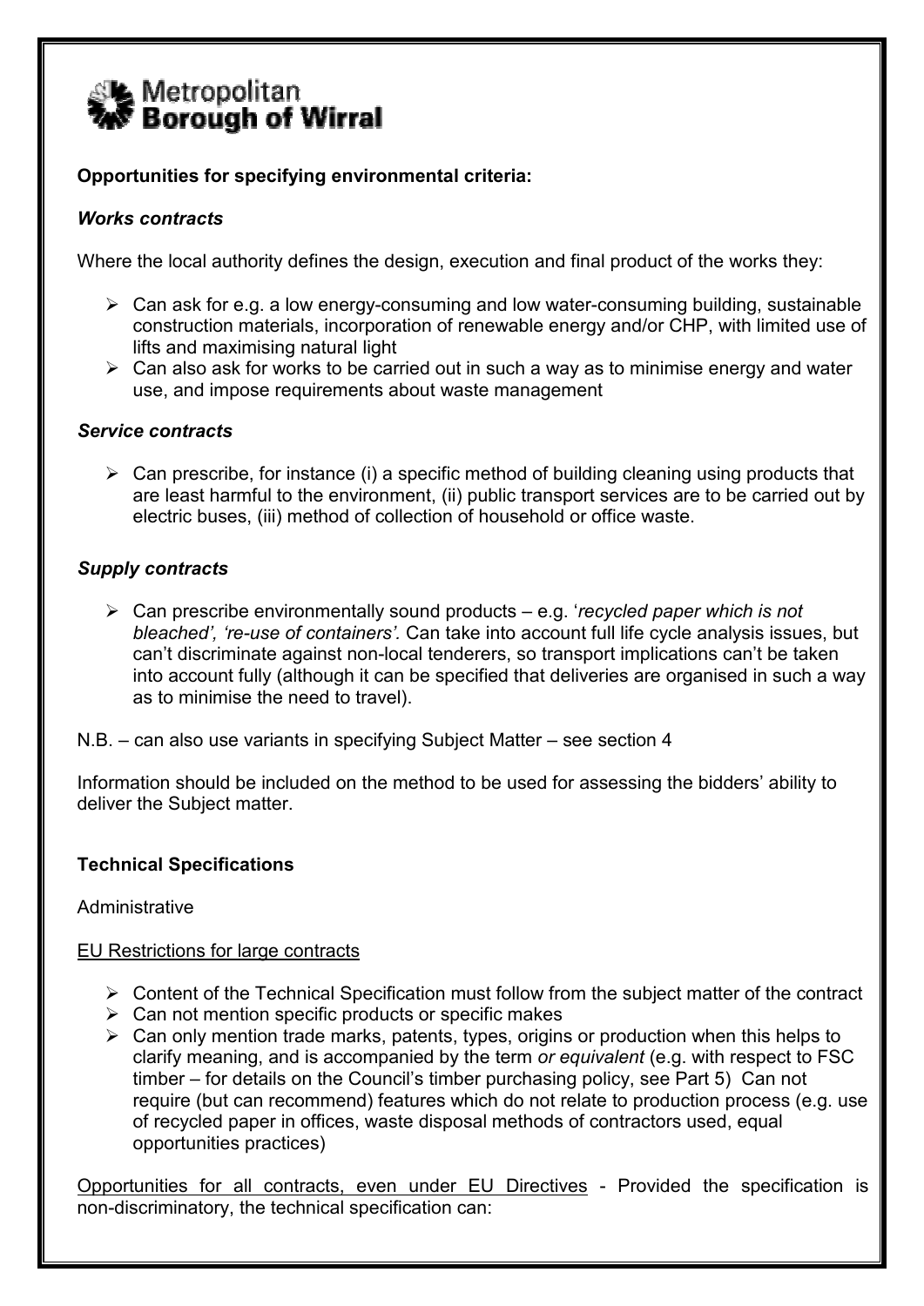Metropolitan Borough of Wirral

**Opportunities for specifying environmental criteria:**

***Works contracts***

Where the local authority defines the design, execution and final product of the works they:

- Can ask for e.g. a low energy-consuming and low water-consuming building, sustainable construction materials, incorporation of renewable energy and/or CHP, with limited use of lifts and maximising natural light
- Can also ask for works to be carried out in such a way as to minimise energy and water use, and impose requirements about waste management

***Service contracts***

- Can prescribe, for instance (i) a specific method of building cleaning using products that are least harmful to the environment, (ii) public transport services are to be carried out by electric buses, (iii) method of collection of household or office waste.

***Supply contracts***

- Can prescribe environmentally sound products – e.g. '*recycled paper which is not bleached', 're-use of containers'.* Can take into account full life cycle analysis issues, but can't discriminate against non-local tenderers, so transport implications can't be taken into account fully (although it can be specified that deliveries are organised in such a way as to minimise the need to travel).

N.B. – can also use variants in specifying Subject Matter – see section 4

Information should be included on the method to be used for assessing the bidders' ability to deliver the Subject matter.

**Technical Specifications**

Administrative

<u>EU Restrictions for large contracts</u>

- Content of the Technical Specification must follow from the subject matter of the contract
- Can not mention specific products or specific makes
- Can only mention trade marks, patents, types, origins or production when this helps to clarify meaning, and is accompanied by the term *or equivalent* (e.g. with respect to FSC timber – for details on the Council's timber purchasing policy, see Part 5) Can not require (but can recommend) features which do not relate to production process (e.g. use of recycled paper in offices, waste disposal methods of contractors used, equal opportunities practices)

<u>Opportunities for all contracts, even under EU Directives</u> - Provided the specification is non-discriminatory, the technical specification can: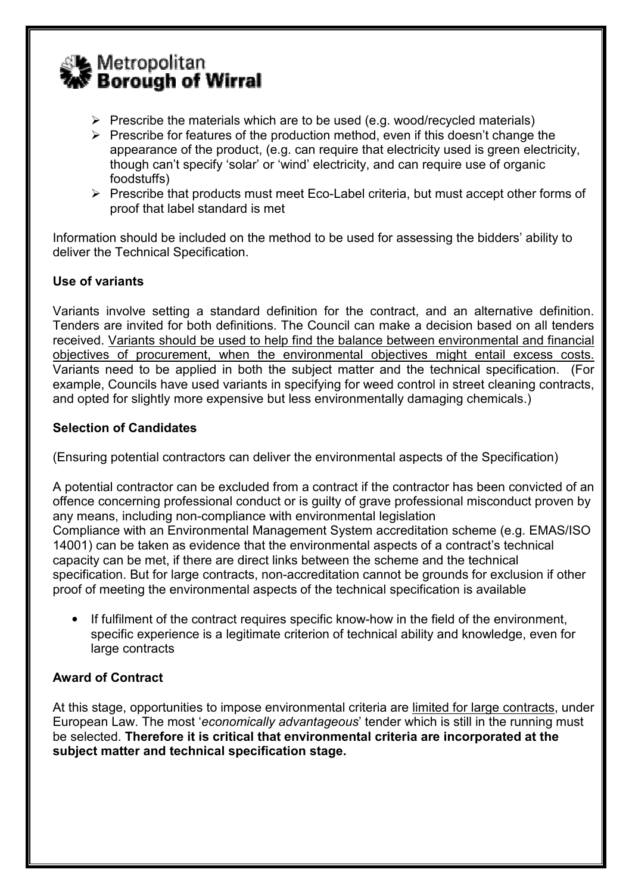- Prescribe the materials which are to be used (e.g. wood/recycled materials)
- Prescribe for features of the production method, even if this doesn't change the appearance of the product, (e.g. can require that electricity used is green electricity, though can't specify 'solar' or 'wind' electricity, and can require use of organic foodstuffs)
- Prescribe that products must meet Eco-Label criteria, but must accept other forms of proof that label standard is met

Information should be included on the method to be used for assessing the bidders' ability to deliver the Technical Specification.

**Use of variants**

Variants involve setting a standard definition for the contract, and an alternative definition. Tenders are invited for both definitions. The Council can make a decision based on all tenders received. <u>Variants should be used to help find the balance between environmental and financial objectives of procurement, when the environmental objectives might entail excess costs.</u> Variants need to be applied in both the subject matter and the technical specification. (For example, Councils have used variants in specifying for weed control in street cleaning contracts, and opted for slightly more expensive but less environmentally damaging chemicals.)

**Selection of Candidates**

(Ensuring potential contractors can deliver the environmental aspects of the Specification)

A potential contractor can be excluded from a contract if the contractor has been convicted of an offence concerning professional conduct or is guilty of grave professional misconduct proven by any means, including non-compliance with environmental legislation
Compliance with an Environmental Management System accreditation scheme (e.g. EMAS/ISO 14001) can be taken as evidence that the environmental aspects of a contract's technical capacity can be met, if there are direct links between the scheme and the technical specification. But for large contracts, non-accreditation cannot be grounds for exclusion if other proof of meeting the environmental aspects of the technical specification is available

- If fulfilment of the contract requires specific know-how in the field of the environment, specific experience is a legitimate criterion of technical ability and knowledge, even for large contracts

**Award of Contract**

At this stage, opportunities to impose environmental criteria are <u>limited for large contracts</u>, under European Law. The most '*economically advantageous*' tender which is still in the running must be selected. **Therefore it is critical that environmental criteria are incorporated at the subject matter and technical specification stage.**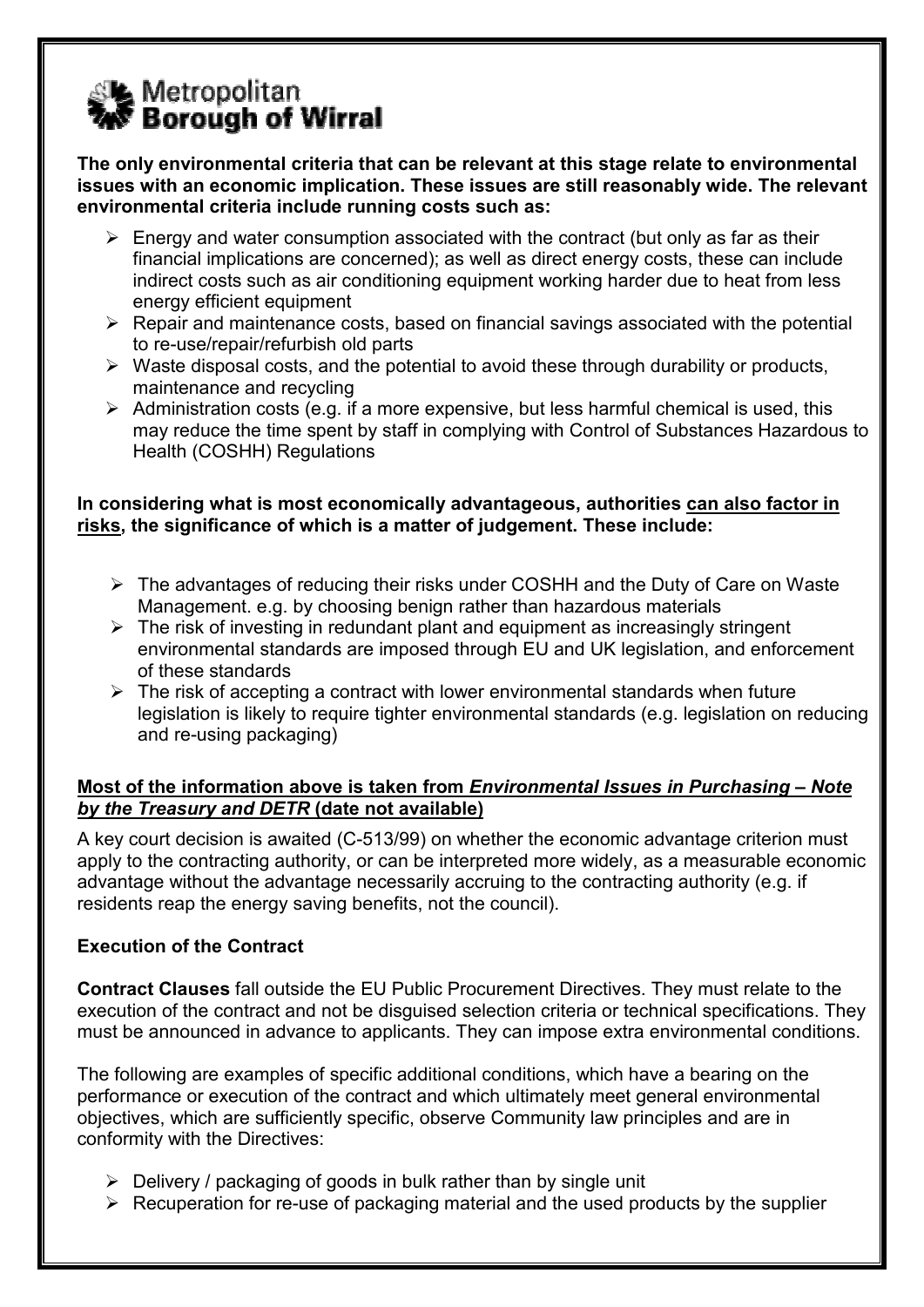**The only environmental criteria that can be relevant at this stage relate to environmental issues with an economic implication. These issues are still reasonably wide. The relevant environmental criteria include running costs such as:**

- Energy and water consumption associated with the contract (but only as far as their financial implications are concerned); as well as direct energy costs, these can include indirect costs such as air conditioning equipment working harder due to heat from less energy efficient equipment
- Repair and maintenance costs, based on financial savings associated with the potential to re-use/repair/refurbish old parts
- Waste disposal costs, and the potential to avoid these through durability or products, maintenance and recycling
- Administration costs (e.g. if a more expensive, but less harmful chemical is used, this may reduce the time spent by staff in complying with Control of Substances Hazardous to Health (COSHH) Regulations

**In considering what is most economically advantageous, authorities can also factor in risks, the significance of which is a matter of judgement. These include:**

- The advantages of reducing their risks under COSHH and the Duty of Care on Waste Management. e.g. by choosing benign rather than hazardous materials
- The risk of investing in redundant plant and equipment as increasingly stringent environmental standards are imposed through EU and UK legislation, and enforcement of these standards
- The risk of accepting a contract with lower environmental standards when future legislation is likely to require tighter environmental standards (e.g. legislation on reducing and re-using packaging)

**Most of the information above is taken from *Environmental Issues in Purchasing – Note by the Treasury and DETR* (date not available)**

A key court decision is awaited (C-513/99) on whether the economic advantage criterion must apply to the contracting authority, or can be interpreted more widely, as a measurable economic advantage without the advantage necessarily accruing to the contracting authority (e.g. if residents reap the energy saving benefits, not the council).

### Execution of the Contract

**Contract Clauses** fall outside the EU Public Procurement Directives. They must relate to the execution of the contract and not be disguised selection criteria or technical specifications. They must be announced in advance to applicants. They can impose extra environmental conditions.

The following are examples of specific additional conditions, which have a bearing on the performance or execution of the contract and which ultimately meet general environmental objectives, which are sufficiently specific, observe Community law principles and are in conformity with the Directives:

- Delivery / packaging of goods in bulk rather than by single unit
- Recuperation for re-use of packaging material and the used products by the supplier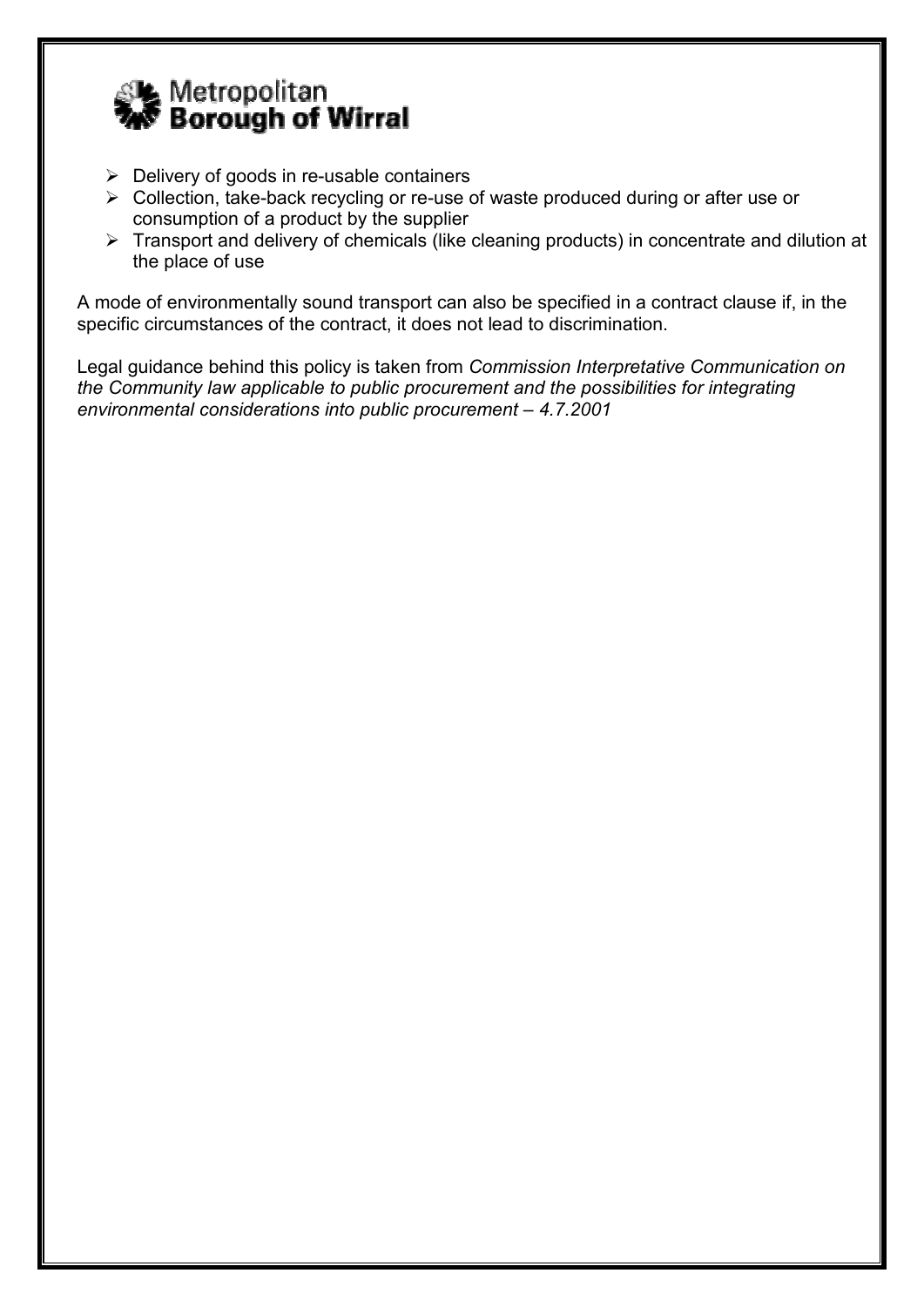- Delivery of goods in re-usable containers
- Collection, take-back recycling or re-use of waste produced during or after use or consumption of a product by the supplier
- Transport and delivery of chemicals (like cleaning products) in concentrate and dilution at the place of use

A mode of environmentally sound transport can also be specified in a contract clause if, in the specific circumstances of the contract, it does not lead to discrimination.

Legal guidance behind this policy is taken from *Commission Interpretative Communication on the Community law applicable to public procurement and the possibilities for integrating environmental considerations into public procurement – 4.7.2001*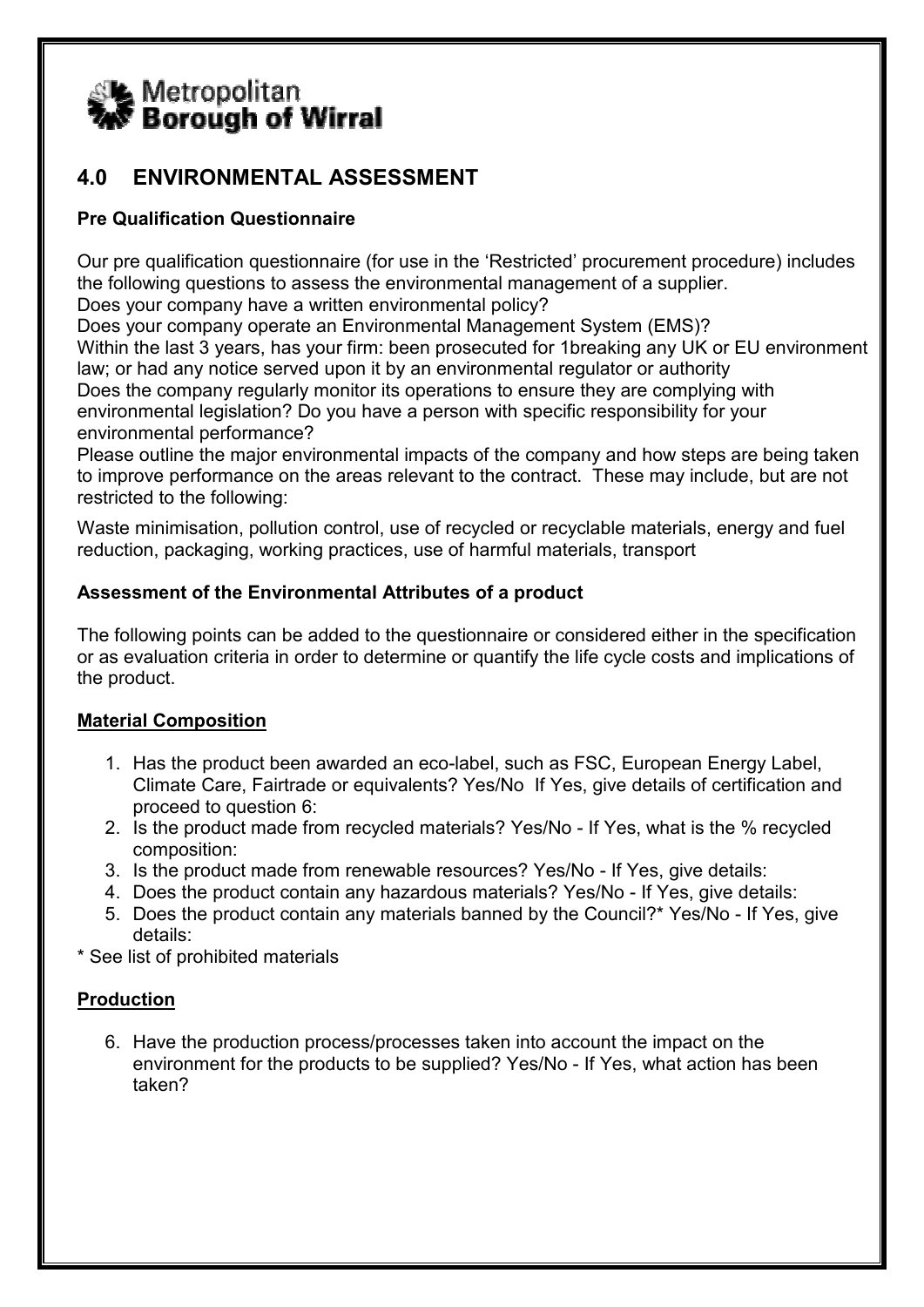Metropolitan **Borough of Wirral**

## 4.0 ENVIRONMENTAL ASSESSMENT

**Pre Qualification Questionnaire**

Our pre qualification questionnaire (for use in the 'Restricted' procurement procedure) includes the following questions to assess the environmental management of a supplier.
Does your company have a written environmental policy?
Does your company operate an Environmental Management System (EMS)?
Within the last 3 years, has your firm: been prosecuted for 1breaking any UK or EU environment law; or had any notice served upon it by an environmental regulator or authority
Does the company regularly monitor its operations to ensure they are complying with environmental legislation? Do you have a person with specific responsibility for your environmental performance?
Please outline the major environmental impacts of the company and how steps are being taken to improve performance on the areas relevant to the contract. These may include, but are not restricted to the following:

Waste minimisation, pollution control, use of recycled or recyclable materials, energy and fuel reduction, packaging, working practices, use of harmful materials, transport

**Assessment of the Environmental Attributes of a product**

The following points can be added to the questionnaire or considered either in the specification or as evaluation criteria in order to determine or quantify the life cycle costs and implications of the product.

**Material Composition**

1. Has the product been awarded an eco-label, such as FSC, European Energy Label, Climate Care, Fairtrade or equivalents? Yes/No If Yes, give details of certification and proceed to question 6:
2. Is the product made from recycled materials? Yes/No - If Yes, what is the % recycled composition:
3. Is the product made from renewable resources? Yes/No - If Yes, give details:
4. Does the product contain any hazardous materials? Yes/No - If Yes, give details:
5. Does the product contain any materials banned by the Council?* Yes/No - If Yes, give details:

* See list of prohibited materials

**Production**

6. Have the production process/processes taken into account the impact on the environment for the products to be supplied? Yes/No - If Yes, what action has been taken?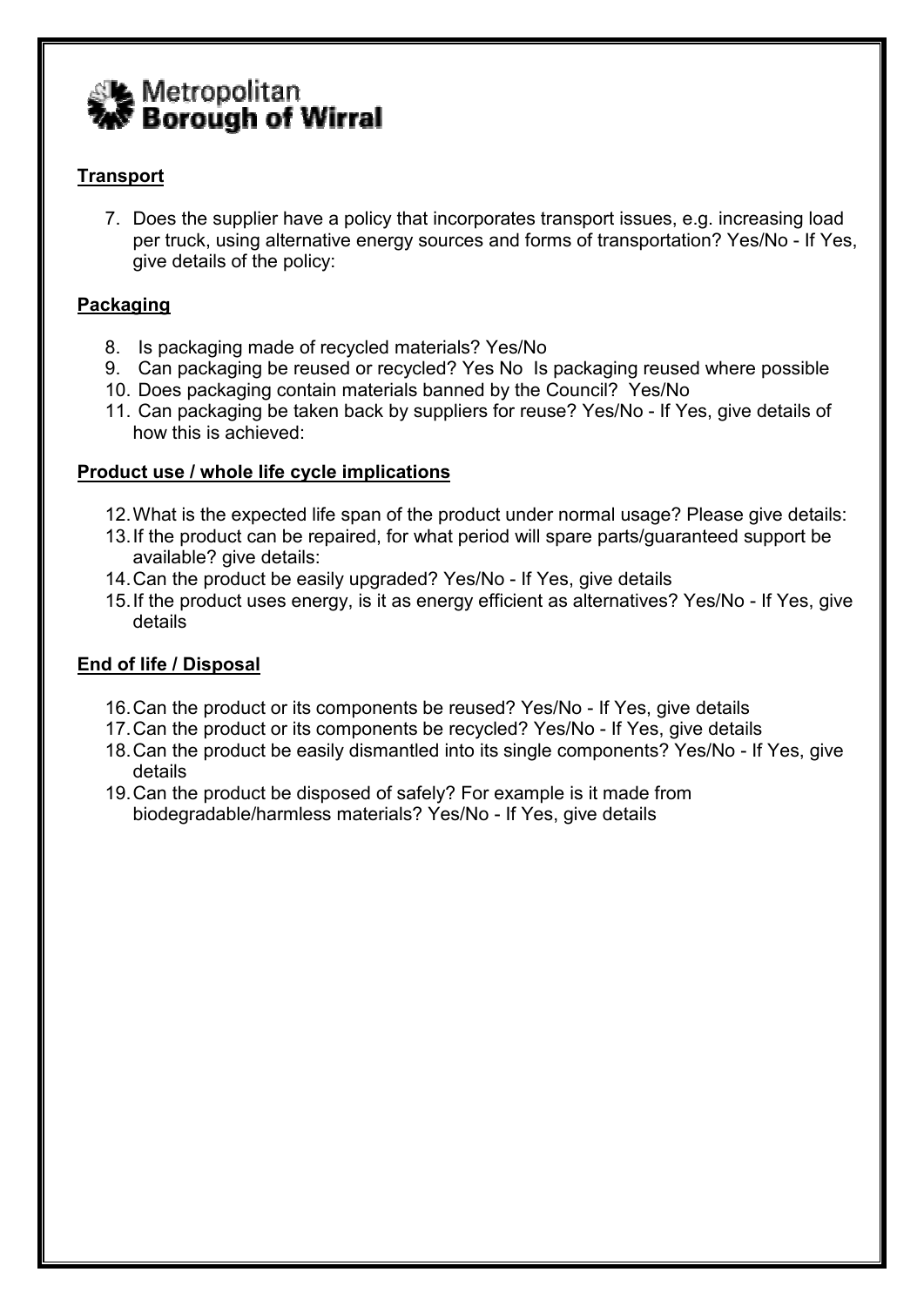Metropolitan **Borough of Wirral**

**Transport**

7. Does the supplier have a policy that incorporates transport issues, e.g. increasing load per truck, using alternative energy sources and forms of transportation? Yes/No - If Yes, give details of the policy:

**Packaging**

8. Is packaging made of recycled materials? Yes/No
9. Can packaging be reused or recycled? Yes No Is packaging reused where possible
10. Does packaging contain materials banned by the Council? Yes/No
11. Can packaging be taken back by suppliers for reuse? Yes/No - If Yes, give details of how this is achieved:

**Product use / whole life cycle implications**

12. What is the expected life span of the product under normal usage? Please give details:
13. If the product can be repaired, for what period will spare parts/guaranteed support be available? give details:
14. Can the product be easily upgraded? Yes/No - If Yes, give details
15. If the product uses energy, is it as energy efficient as alternatives? Yes/No - If Yes, give details

**End of life / Disposal**

16. Can the product or its components be reused? Yes/No - If Yes, give details
17. Can the product or its components be recycled? Yes/No - If Yes, give details
18. Can the product be easily dismantled into its single components? Yes/No - If Yes, give details
19. Can the product be disposed of safely? For example is it made from biodegradable/harmless materials? Yes/No - If Yes, give details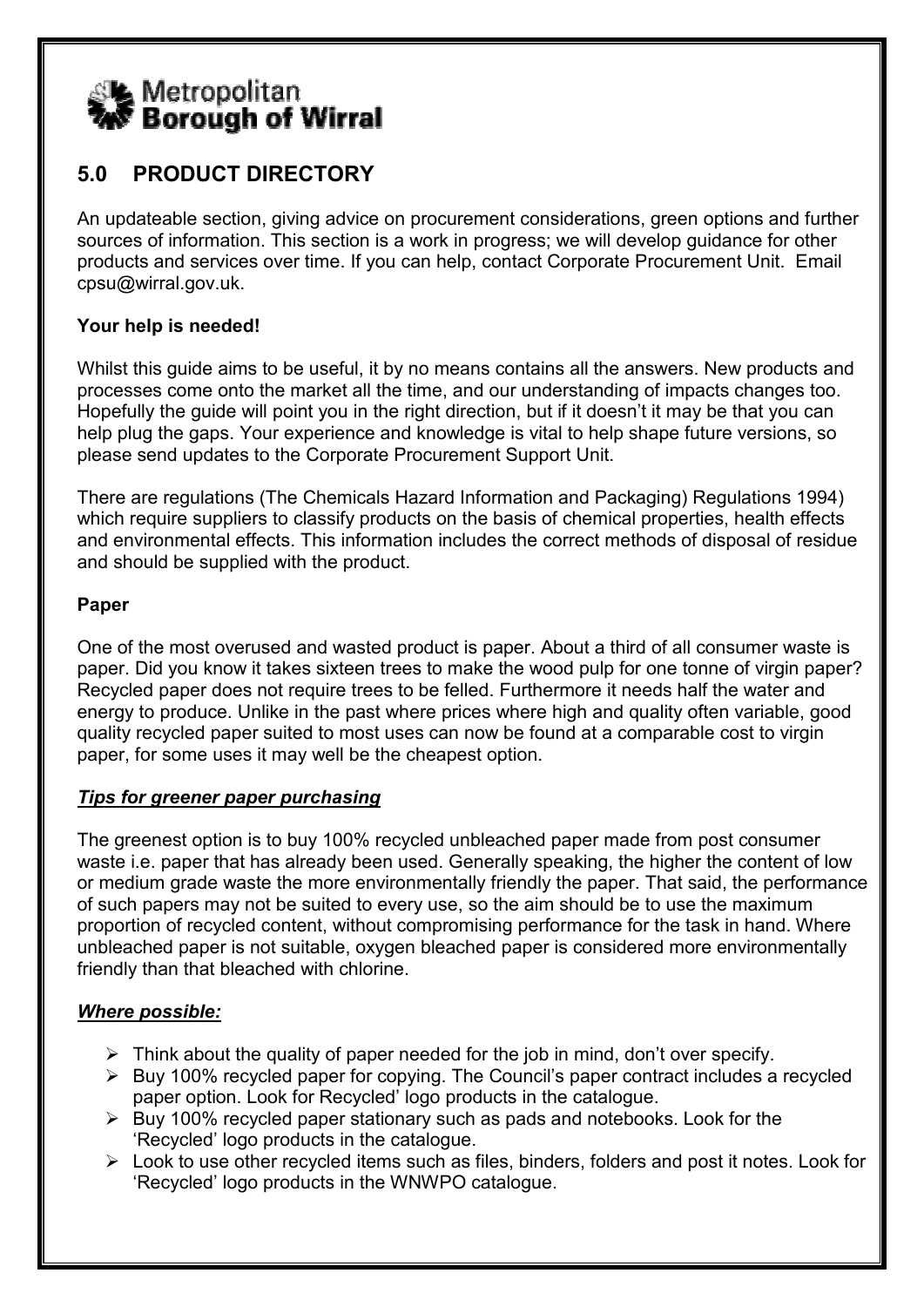Metropolitan
**Borough of Wirral**

## 5.0 PRODUCT DIRECTORY

An updateable section, giving advice on procurement considerations, green options and further sources of information. This section is a work in progress; we will develop guidance for other products and services over time. If you can help, contact Corporate Procurement Unit. Email cpsu@wirral.gov.uk.

**Your help is needed!**

Whilst this guide aims to be useful, it by no means contains all the answers. New products and processes come onto the market all the time, and our understanding of impacts changes too. Hopefully the guide will point you in the right direction, but if it doesn't it may be that you can help plug the gaps. Your experience and knowledge is vital to help shape future versions, so please send updates to the Corporate Procurement Support Unit.

There are regulations (The Chemicals Hazard Information and Packaging) Regulations 1994) which require suppliers to classify products on the basis of chemical properties, health effects and environmental effects. This information includes the correct methods of disposal of residue and should be supplied with the product.

**Paper**

One of the most overused and wasted product is paper. About a third of all consumer waste is paper. Did you know it takes sixteen trees to make the wood pulp for one tonne of virgin paper? Recycled paper does not require trees to be felled. Furthermore it needs half the water and energy to produce. Unlike in the past where prices where high and quality often variable, good quality recycled paper suited to most uses can now be found at a comparable cost to virgin paper, for some uses it may well be the cheapest option.

***Tips for greener paper purchasing***

The greenest option is to buy 100% recycled unbleached paper made from post consumer waste i.e. paper that has already been used. Generally speaking, the higher the content of low or medium grade waste the more environmentally friendly the paper. That said, the performance of such papers may not be suited to every use, so the aim should be to use the maximum proportion of recycled content, without compromising performance for the task in hand. Where unbleached paper is not suitable, oxygen bleached paper is considered more environmentally friendly than that bleached with chlorine.

***Where possible:***

- Think about the quality of paper needed for the job in mind, don't over specify.
- Buy 100% recycled paper for copying. The Council's paper contract includes a recycled paper option. Look for Recycled' logo products in the catalogue.
- Buy 100% recycled paper stationary such as pads and notebooks. Look for the 'Recycled' logo products in the catalogue.
- Look to use other recycled items such as files, binders, folders and post it notes. Look for 'Recycled' logo products in the WNWPO catalogue.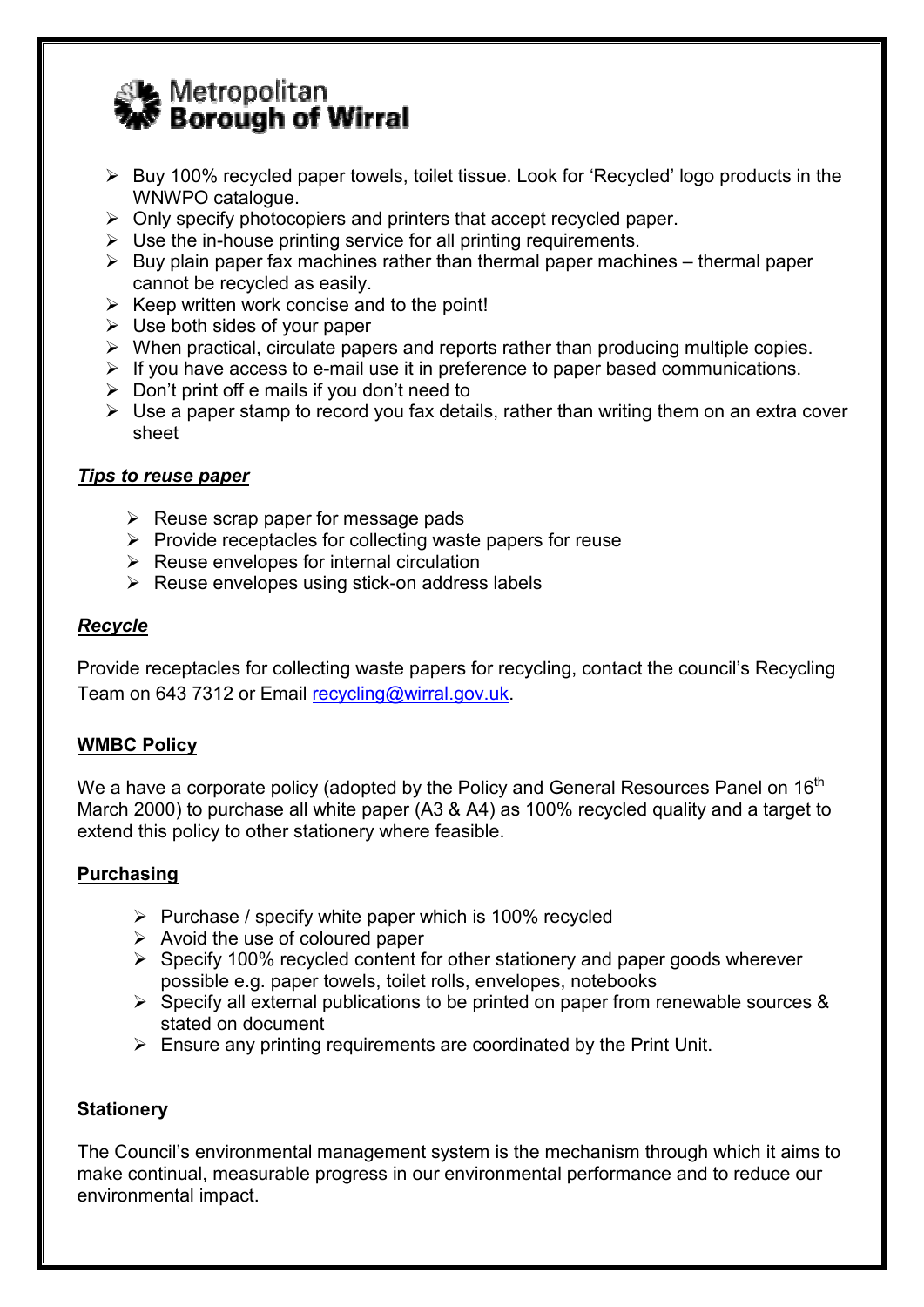Metropolitan **Borough of Wirral**

- Buy 100% recycled paper towels, toilet tissue. Look for 'Recycled' logo products in the WNWPO catalogue.
- Only specify photocopiers and printers that accept recycled paper.
- Use the in-house printing service for all printing requirements.
- Buy plain paper fax machines rather than thermal paper machines – thermal paper cannot be recycled as easily.
- Keep written work concise and to the point!
- Use both sides of your paper
- When practical, circulate papers and reports rather than producing multiple copies.
- If you have access to e-mail use it in preference to paper based communications.
- Don't print off e mails if you don't need to
- Use a paper stamp to record you fax details, rather than writing them on an extra cover sheet

***<u>Tips to reuse paper</u>***

- Reuse scrap paper for message pads
- Provide receptacles for collecting waste papers for reuse
- Reuse envelopes for internal circulation
- Reuse envelopes using stick-on address labels

***<u>Recycle</u>***

Provide receptacles for collecting waste papers for recycling, contact the council's Recycling Team on 643 7312 or Email recycling@wirral.gov.uk.

**<u>WMBC Policy</u>**

We a have a corporate policy (adopted by the Policy and General Resources Panel on 16th March 2000) to purchase all white paper (A3 & A4) as 100% recycled quality and a target to extend this policy to other stationery where feasible.

**<u>Purchasing</u>**

- Purchase / specify white paper which is 100% recycled
- Avoid the use of coloured paper
- Specify 100% recycled content for other stationery and paper goods wherever possible e.g. paper towels, toilet rolls, envelopes, notebooks
- Specify all external publications to be printed on paper from renewable sources & stated on document
- Ensure any printing requirements are coordinated by the Print Unit.

**Stationery**

The Council's environmental management system is the mechanism through which it aims to make continual, measurable progress in our environmental performance and to reduce our environmental impact.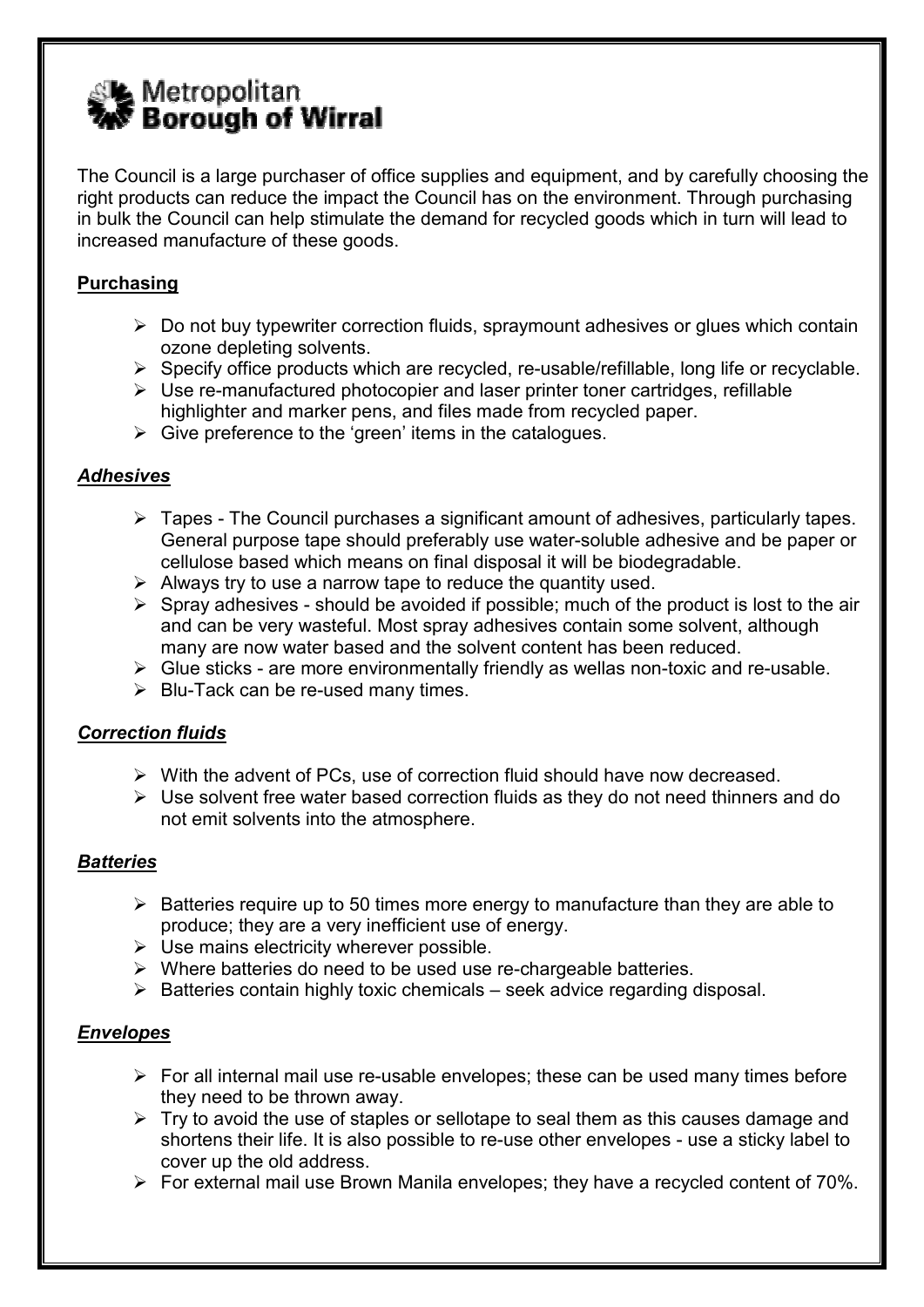Metropolitan **Borough of Wirral**

The Council is a large purchaser of office supplies and equipment, and by carefully choosing the right products can reduce the impact the Council has on the environment. Through purchasing in bulk the Council can help stimulate the demand for recycled goods which in turn will lead to increased manufacture of these goods.

**Purchasing**

- Do not buy typewriter correction fluids, spraymount adhesives or glues which contain ozone depleting solvents.
- Specify office products which are recycled, re-usable/refillable, long life or recyclable.
- Use re-manufactured photocopier and laser printer toner cartridges, refillable highlighter and marker pens, and files made from recycled paper.
- Give preference to the 'green' items in the catalogues.

***Adhesives***

- Tapes - The Council purchases a significant amount of adhesives, particularly tapes. General purpose tape should preferably use water-soluble adhesive and be paper or cellulose based which means on final disposal it will be biodegradable.
- Always try to use a narrow tape to reduce the quantity used.
- Spray adhesives - should be avoided if possible; much of the product is lost to the air and can be very wasteful. Most spray adhesives contain some solvent, although many are now water based and the solvent content has been reduced.
- Glue sticks - are more environmentally friendly as wellas non-toxic and re-usable.
- Blu-Tack can be re-used many times.

***Correction fluids***

- With the advent of PCs, use of correction fluid should have now decreased.
- Use solvent free water based correction fluids as they do not need thinners and do not emit solvents into the atmosphere.

***Batteries***

- Batteries require up to 50 times more energy to manufacture than they are able to produce; they are a very inefficient use of energy.
- Use mains electricity wherever possible.
- Where batteries do need to be used use re-chargeable batteries.
- Batteries contain highly toxic chemicals – seek advice regarding disposal.

***Envelopes***

- For all internal mail use re-usable envelopes; these can be used many times before they need to be thrown away.
- Try to avoid the use of staples or sellotape to seal them as this causes damage and shortens their life. It is also possible to re-use other envelopes - use a sticky label to cover up the old address.
- For external mail use Brown Manila envelopes; they have a recycled content of 70%.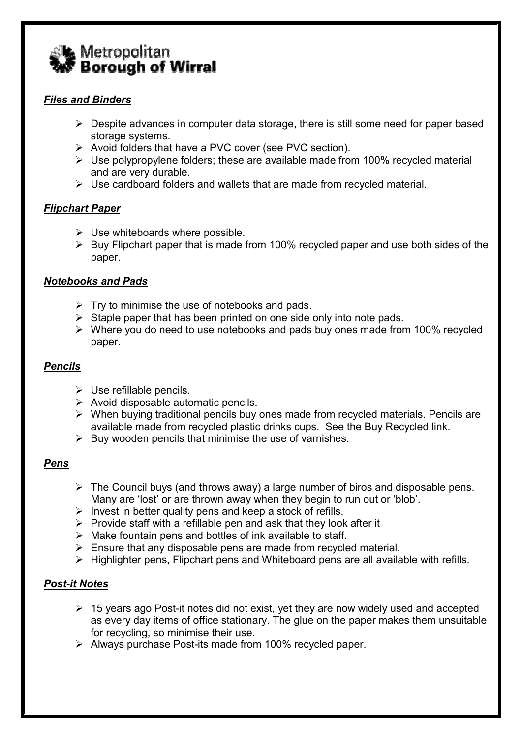**Metropolitan Borough of Wirral**

### ***Files and Binders***

- Despite advances in computer data storage, there is still some need for paper based storage systems.
- Avoid folders that have a PVC cover (see PVC section).
- Use polypropylene folders; these are available made from 100% recycled material and are very durable.
- Use cardboard folders and wallets that are made from recycled material.

### ***Flipchart Paper***

- Use whiteboards where possible.
- Buy Flipchart paper that is made from 100% recycled paper and use both sides of the paper.

### ***Notebooks and Pads***

- Try to minimise the use of notebooks and pads.
- Staple paper that has been printed on one side only into note pads.
- Where you do need to use notebooks and pads buy ones made from 100% recycled paper.

### ***Pencils***

- Use refillable pencils.
- Avoid disposable automatic pencils.
- When buying traditional pencils buy ones made from recycled materials. Pencils are available made from recycled plastic drinks cups. See the Buy Recycled link.
- Buy wooden pencils that minimise the use of varnishes.

### ***Pens***

- The Council buys (and throws away) a large number of biros and disposable pens. Many are 'lost' or are thrown away when they begin to run out or 'blob'.
- Invest in better quality pens and keep a stock of refills.
- Provide staff with a refillable pen and ask that they look after it
- Make fountain pens and bottles of ink available to staff.
- Ensure that any disposable pens are made from recycled material.
- Highlighter pens, Flipchart pens and Whiteboard pens are all available with refills.

### ***Post-it Notes***

- 15 years ago Post-it notes did not exist, yet they are now widely used and accepted as every day items of office stationary. The glue on the paper makes them unsuitable for recycling, so minimise their use.
- Always purchase Post-its made from 100% recycled paper.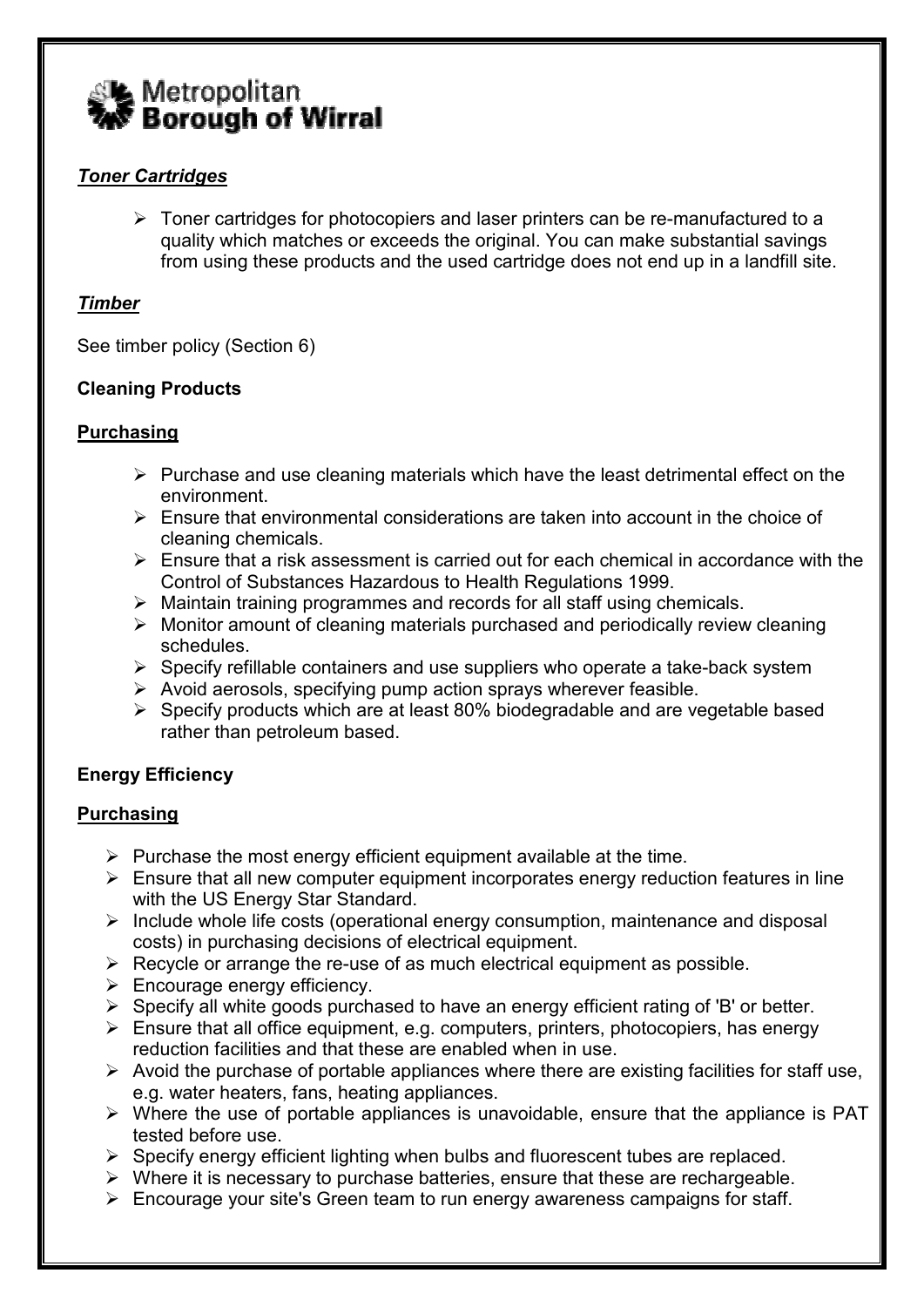Metropolitan **Borough of Wirral**

***Toner Cartridges***

- Toner cartridges for photocopiers and laser printers can be re-manufactured to a quality which matches or exceeds the original. You can make substantial savings from using these products and the used cartridge does not end up in a landfill site.

***Timber***

See timber policy (Section 6)

**Cleaning Products**

**Purchasing**

- Purchase and use cleaning materials which have the least detrimental effect on the environment.
- Ensure that environmental considerations are taken into account in the choice of cleaning chemicals.
- Ensure that a risk assessment is carried out for each chemical in accordance with the Control of Substances Hazardous to Health Regulations 1999.
- Maintain training programmes and records for all staff using chemicals.
- Monitor amount of cleaning materials purchased and periodically review cleaning schedules.
- Specify refillable containers and use suppliers who operate a take-back system
- Avoid aerosols, specifying pump action sprays wherever feasible.
- Specify products which are at least 80% biodegradable and are vegetable based rather than petroleum based.

**Energy Efficiency**

**Purchasing**

- Purchase the most energy efficient equipment available at the time.
- Ensure that all new computer equipment incorporates energy reduction features in line with the US Energy Star Standard.
- Include whole life costs (operational energy consumption, maintenance and disposal costs) in purchasing decisions of electrical equipment.
- Recycle or arrange the re-use of as much electrical equipment as possible.
- Encourage energy efficiency.
- Specify all white goods purchased to have an energy efficient rating of 'B' or better.
- Ensure that all office equipment, e.g. computers, printers, photocopiers, has energy reduction facilities and that these are enabled when in use.
- Avoid the purchase of portable appliances where there are existing facilities for staff use, e.g. water heaters, fans, heating appliances.
- Where the use of portable appliances is unavoidable, ensure that the appliance is PAT tested before use.
- Specify energy efficient lighting when bulbs and fluorescent tubes are replaced.
- Where it is necessary to purchase batteries, ensure that these are rechargeable.
- Encourage your site's Green team to run energy awareness campaigns for staff.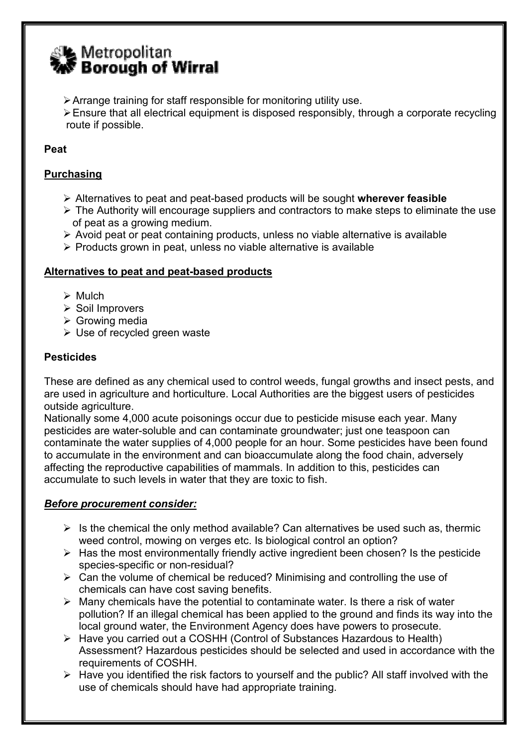- Arrange training for staff responsible for monitoring utility use.
- Ensure that all electrical equipment is disposed responsibly, through a corporate recycling route if possible.

**Peat**

**Purchasing**

- Alternatives to peat and peat-based products will be sought **wherever feasible**
- The Authority will encourage suppliers and contractors to make steps to eliminate the use of peat as a growing medium.
- Avoid peat or peat containing products, unless no viable alternative is available
- Products grown in peat, unless no viable alternative is available

**Alternatives to peat and peat-based products**

- Mulch
- Soil Improvers
- Growing media
- Use of recycled green waste

**Pesticides**

These are defined as any chemical used to control weeds, fungal growths and insect pests, and are used in agriculture and horticulture. Local Authorities are the biggest users of pesticides outside agriculture.

Nationally some 4,000 acute poisonings occur due to pesticide misuse each year. Many pesticides are water-soluble and can contaminate groundwater; just one teaspoon can contaminate the water supplies of 4,000 people for an hour. Some pesticides have been found to accumulate in the environment and can bioaccumulate along the food chain, adversely affecting the reproductive capabilities of mammals. In addition to this, pesticides can accumulate to such levels in water that they are toxic to fish.

***Before procurement consider:***

- Is the chemical the only method available? Can alternatives be used such as, thermic weed control, mowing on verges etc. Is biological control an option?
- Has the most environmentally friendly active ingredient been chosen? Is the pesticide species-specific or non-residual?
- Can the volume of chemical be reduced? Minimising and controlling the use of chemicals can have cost saving benefits.
- Many chemicals have the potential to contaminate water. Is there a risk of water pollution? If an illegal chemical has been applied to the ground and finds its way into the local ground water, the Environment Agency does have powers to prosecute.
- Have you carried out a COSHH (Control of Substances Hazardous to Health) Assessment? Hazardous pesticides should be selected and used in accordance with the requirements of COSHH.
- Have you identified the risk factors to yourself and the public? All staff involved with the use of chemicals should have had appropriate training.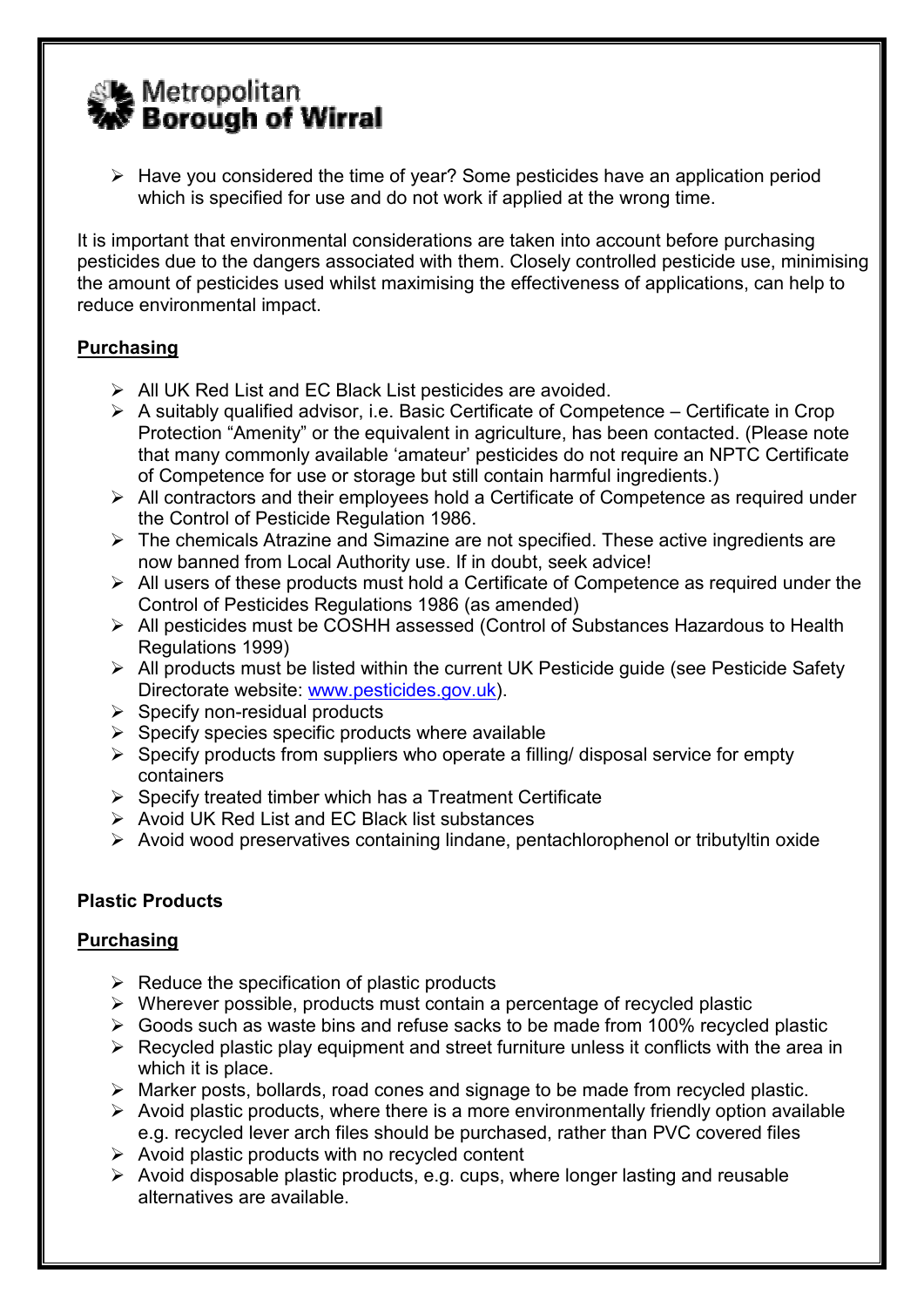- Have you considered the time of year? Some pesticides have an application period which is specified for use and do not work if applied at the wrong time.

It is important that environmental considerations are taken into account before purchasing pesticides due to the dangers associated with them. Closely controlled pesticide use, minimising the amount of pesticides used whilst maximising the effectiveness of applications, can help to reduce environmental impact.

**Purchasing**

- All UK Red List and EC Black List pesticides are avoided.
- A suitably qualified advisor, i.e. Basic Certificate of Competence – Certificate in Crop Protection "Amenity" or the equivalent in agriculture, has been contacted. (Please note that many commonly available 'amateur' pesticides do not require an NPTC Certificate of Competence for use or storage but still contain harmful ingredients.)
- All contractors and their employees hold a Certificate of Competence as required under the Control of Pesticide Regulation 1986.
- The chemicals Atrazine and Simazine are not specified. These active ingredients are now banned from Local Authority use. If in doubt, seek advice!
- All users of these products must hold a Certificate of Competence as required under the Control of Pesticides Regulations 1986 (as amended)
- All pesticides must be COSHH assessed (Control of Substances Hazardous to Health Regulations 1999)
- All products must be listed within the current UK Pesticide guide (see Pesticide Safety Directorate website: www.pesticides.gov.uk).
- Specify non-residual products
- Specify species specific products where available
- Specify products from suppliers who operate a filling/ disposal service for empty containers
- Specify treated timber which has a Treatment Certificate
- Avoid UK Red List and EC Black list substances
- Avoid wood preservatives containing lindane, pentachlorophenol or tributyltin oxide

**Plastic Products**

**Purchasing**

- Reduce the specification of plastic products
- Wherever possible, products must contain a percentage of recycled plastic
- Goods such as waste bins and refuse sacks to be made from 100% recycled plastic
- Recycled plastic play equipment and street furniture unless it conflicts with the area in which it is place.
- Marker posts, bollards, road cones and signage to be made from recycled plastic.
- Avoid plastic products, where there is a more environmentally friendly option available e.g. recycled lever arch files should be purchased, rather than PVC covered files
- Avoid plastic products with no recycled content
- Avoid disposable plastic products, e.g. cups, where longer lasting and reusable alternatives are available.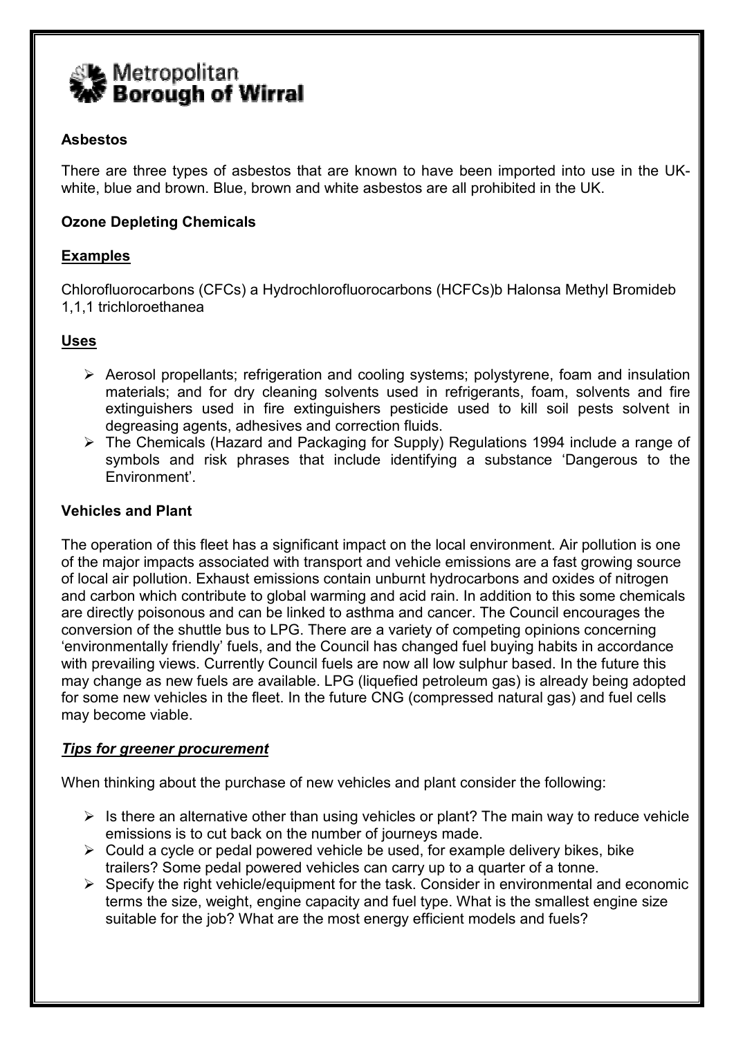# Metropolitan Borough of Wirral

**Asbestos**

There are three types of asbestos that are known to have been imported into use in the UK- white, blue and brown. Blue, brown and white asbestos are all prohibited in the UK.

**Ozone Depleting Chemicals**

**Examples**

Chlorofluorocarbons (CFCs) a Hydrochlorofluorocarbons (HCFCs)b Halonsa Methyl Bromideb 1,1,1 trichloroethanea

**Uses**

- Aerosol propellants; refrigeration and cooling systems; polystyrene, foam and insulation materials; and for dry cleaning solvents used in refrigerants, foam, solvents and fire extinguishers used in fire extinguishers pesticide used to kill soil pests solvent in degreasing agents, adhesives and correction fluids.
- The Chemicals (Hazard and Packaging for Supply) Regulations 1994 include a range of symbols and risk phrases that include identifying a substance 'Dangerous to the Environment'.

**Vehicles and Plant**

The operation of this fleet has a significant impact on the local environment. Air pollution is one of the major impacts associated with transport and vehicle emissions are a fast growing source of local air pollution. Exhaust emissions contain unburnt hydrocarbons and oxides of nitrogen and carbon which contribute to global warming and acid rain. In addition to this some chemicals are directly poisonous and can be linked to asthma and cancer. The Council encourages the conversion of the shuttle bus to LPG. There are a variety of competing opinions concerning 'environmentally friendly' fuels, and the Council has changed fuel buying habits in accordance with prevailing views. Currently Council fuels are now all low sulphur based. In the future this may change as new fuels are available. LPG (liquefied petroleum gas) is already being adopted for some new vehicles in the fleet. In the future CNG (compressed natural gas) and fuel cells may become viable.

***Tips for greener procurement***

When thinking about the purchase of new vehicles and plant consider the following:

- Is there an alternative other than using vehicles or plant? The main way to reduce vehicle emissions is to cut back on the number of journeys made.
- Could a cycle or pedal powered vehicle be used, for example delivery bikes, bike trailers? Some pedal powered vehicles can carry up to a quarter of a tonne.
- Specify the right vehicle/equipment for the task. Consider in environmental and economic terms the size, weight, engine capacity and fuel type. What is the smallest engine size suitable for the job? What are the most energy efficient models and fuels?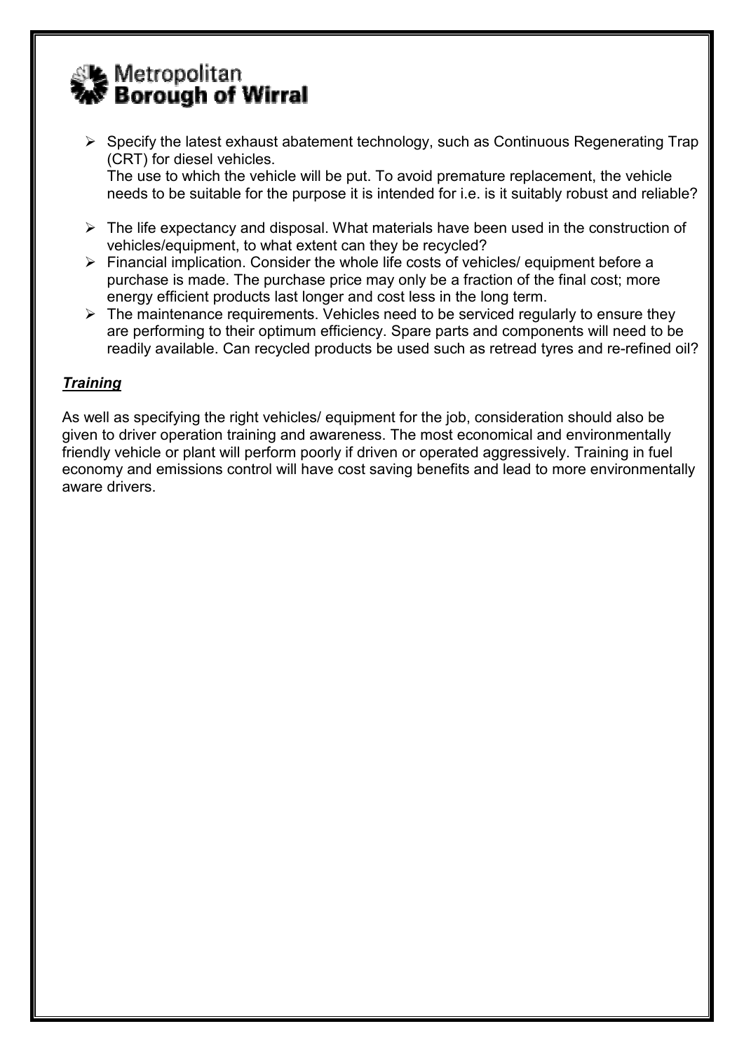- Specify the latest exhaust abatement technology, such as Continuous Regenerating Trap (CRT) for diesel vehicles.
  The use to which the vehicle will be put. To avoid premature replacement, the vehicle needs to be suitable for the purpose it is intended for i.e. is it suitably robust and reliable?
- The life expectancy and disposal. What materials have been used in the construction of vehicles/equipment, to what extent can they be recycled?
- Financial implication. Consider the whole life costs of vehicles/ equipment before a purchase is made. The purchase price may only be a fraction of the final cost; more energy efficient products last longer and cost less in the long term.
- The maintenance requirements. Vehicles need to be serviced regularly to ensure they are performing to their optimum efficiency. Spare parts and components will need to be readily available. Can recycled products be used such as retread tyres and re-refined oil?

***Training***

As well as specifying the right vehicles/ equipment for the job, consideration should also be given to driver operation training and awareness. The most economical and environmentally friendly vehicle or plant will perform poorly if driven or operated aggressively. Training in fuel economy and emissions control will have cost saving benefits and lead to more environmentally aware drivers.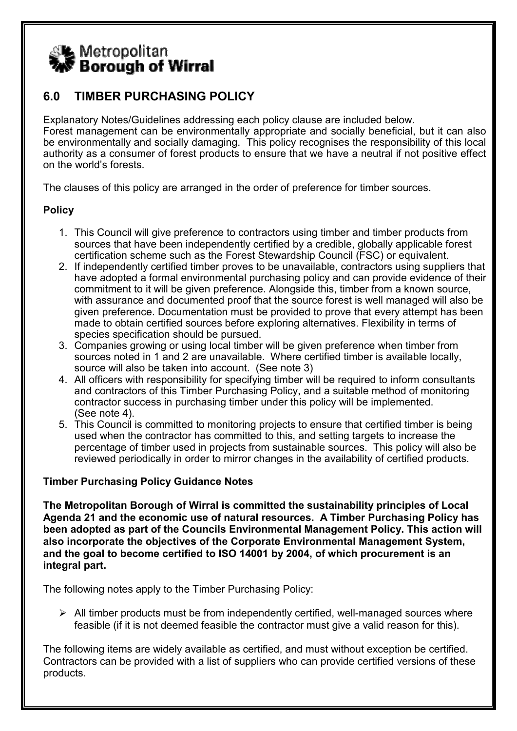Metropolitan **Borough of Wirral**

## 6.0 TIMBER PURCHASING POLICY

Explanatory Notes/Guidelines addressing each policy clause are included below.
Forest management can be environmentally appropriate and socially beneficial, but it can also be environmentally and socially damaging. This policy recognises the responsibility of this local authority as a consumer of forest products to ensure that we have a neutral if not positive effect on the world's forests.

The clauses of this policy are arranged in the order of preference for timber sources.

**Policy**

1. This Council will give preference to contractors using timber and timber products from sources that have been independently certified by a credible, globally applicable forest certification scheme such as the Forest Stewardship Council (FSC) or equivalent.
2. If independently certified timber proves to be unavailable, contractors using suppliers that have adopted a formal environmental purchasing policy and can provide evidence of their commitment to it will be given preference. Alongside this, timber from a known source, with assurance and documented proof that the source forest is well managed will also be given preference. Documentation must be provided to prove that every attempt has been made to obtain certified sources before exploring alternatives. Flexibility in terms of species specification should be pursued.
3. Companies growing or using local timber will be given preference when timber from sources noted in 1 and 2 are unavailable. Where certified timber is available locally, source will also be taken into account. (See note 3)
4. All officers with responsibility for specifying timber will be required to inform consultants and contractors of this Timber Purchasing Policy, and a suitable method of monitoring contractor success in purchasing timber under this policy will be implemented. (See note 4).
5. This Council is committed to monitoring projects to ensure that certified timber is being used when the contractor has committed to this, and setting targets to increase the percentage of timber used in projects from sustainable sources. This policy will also be reviewed periodically in order to mirror changes in the availability of certified products.

**Timber Purchasing Policy Guidance Notes**

**The Metropolitan Borough of Wirral is committed the sustainability principles of Local Agenda 21 and the economic use of natural resources. A Timber Purchasing Policy has been adopted as part of the Councils Environmental Management Policy. This action will also incorporate the objectives of the Corporate Environmental Management System, and the goal to become certified to ISO 14001 by 2004, of which procurement is an integral part.**

The following notes apply to the Timber Purchasing Policy:

- All timber products must be from independently certified, well-managed sources where feasible (if it is not deemed feasible the contractor must give a valid reason for this).

The following items are widely available as certified, and must without exception be certified. Contractors can be provided with a list of suppliers who can provide certified versions of these products.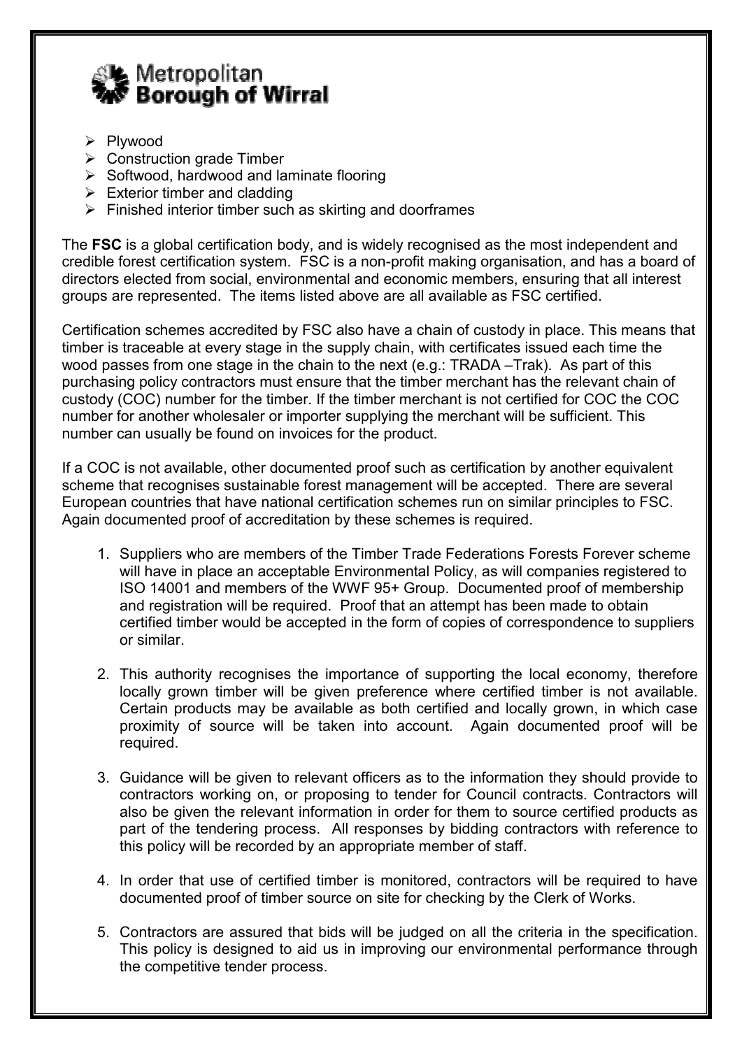- Plywood
- Construction grade Timber
- Softwood, hardwood and laminate flooring
- Exterior timber and cladding
- Finished interior timber such as skirting and doorframes

The **FSC** is a global certification body, and is widely recognised as the most independent and credible forest certification system. FSC is a non-profit making organisation, and has a board of directors elected from social, environmental and economic members, ensuring that all interest groups are represented. The items listed above are all available as FSC certified.

Certification schemes accredited by FSC also have a chain of custody in place. This means that timber is traceable at every stage in the supply chain, with certificates issued each time the wood passes from one stage in the chain to the next (e.g.: TRADA –Trak). As part of this purchasing policy contractors must ensure that the timber merchant has the relevant chain of custody (COC) number for the timber. If the timber merchant is not certified for COC the COC number for another wholesaler or importer supplying the merchant will be sufficient. This number can usually be found on invoices for the product.

If a COC is not available, other documented proof such as certification by another equivalent scheme that recognises sustainable forest management will be accepted. There are several European countries that have national certification schemes run on similar principles to FSC. Again documented proof of accreditation by these schemes is required.

1. Suppliers who are members of the Timber Trade Federations Forests Forever scheme will have in place an acceptable Environmental Policy, as will companies registered to ISO 14001 and members of the WWF 95+ Group. Documented proof of membership and registration will be required. Proof that an attempt has been made to obtain certified timber would be accepted in the form of copies of correspondence to suppliers or similar.

2. This authority recognises the importance of supporting the local economy, therefore locally grown timber will be given preference where certified timber is not available. Certain products may be available as both certified and locally grown, in which case proximity of source will be taken into account. Again documented proof will be required.

3. Guidance will be given to relevant officers as to the information they should provide to contractors working on, or proposing to tender for Council contracts. Contractors will also be given the relevant information in order for them to source certified products as part of the tendering process. All responses by bidding contractors with reference to this policy will be recorded by an appropriate member of staff.

4. In order that use of certified timber is monitored, contractors will be required to have documented proof of timber source on site for checking by the Clerk of Works.

5. Contractors are assured that bids will be judged on all the criteria in the specification. This policy is designed to aid us in improving our environmental performance through the competitive tender process.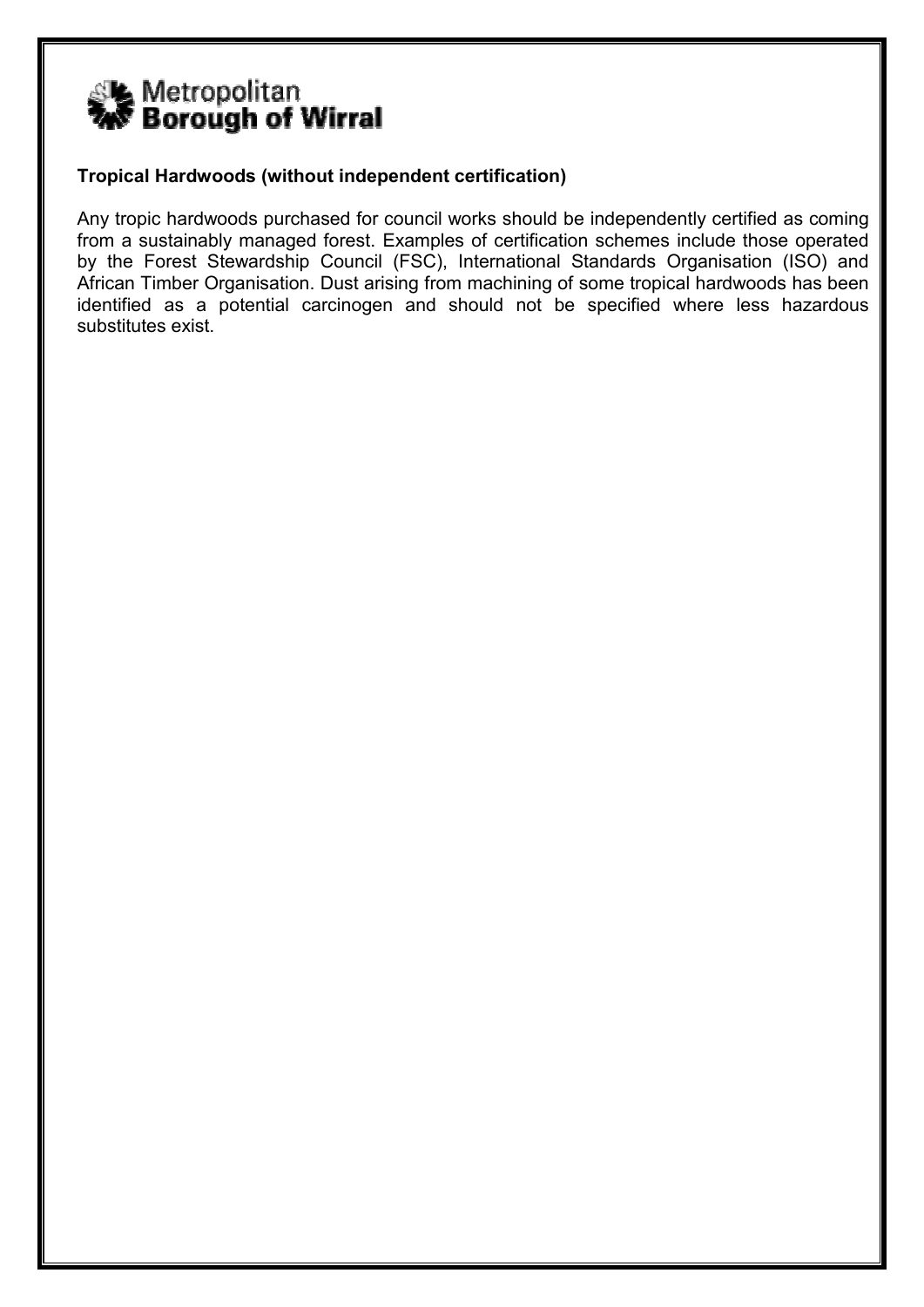Metropolitan **Borough of Wirral**

**Tropical Hardwoods (without independent certification)**

Any tropic hardwoods purchased for council works should be independently certified as coming from a sustainably managed forest. Examples of certification schemes include those operated by the Forest Stewardship Council (FSC), International Standards Organisation (ISO) and African Timber Organisation. Dust arising from machining of some tropical hardwoods has been identified as a potential carcinogen and should not be specified where less hazardous substitutes exist.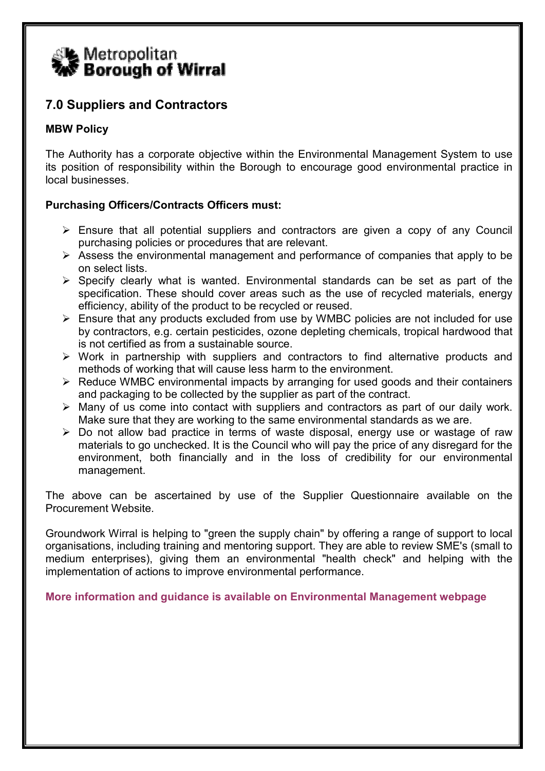Metropolitan
**Borough of Wirral**

## 7.0 Suppliers and Contractors

**MBW Policy**

The Authority has a corporate objective within the Environmental Management System to use its position of responsibility within the Borough to encourage good environmental practice in local businesses.

**Purchasing Officers/Contracts Officers must:**

- Ensure that all potential suppliers and contractors are given a copy of any Council purchasing policies or procedures that are relevant.
- Assess the environmental management and performance of companies that apply to be on select lists.
- Specify clearly what is wanted. Environmental standards can be set as part of the specification. These should cover areas such as the use of recycled materials, energy efficiency, ability of the product to be recycled or reused.
- Ensure that any products excluded from use by WMBC policies are not included for use by contractors, e.g. certain pesticides, ozone depleting chemicals, tropical hardwood that is not certified as from a sustainable source.
- Work in partnership with suppliers and contractors to find alternative products and methods of working that will cause less harm to the environment.
- Reduce WMBC environmental impacts by arranging for used goods and their containers and packaging to be collected by the supplier as part of the contract.
- Many of us come into contact with suppliers and contractors as part of our daily work. Make sure that they are working to the same environmental standards as we are.
- Do not allow bad practice in terms of waste disposal, energy use or wastage of raw materials to go unchecked. It is the Council who will pay the price of any disregard for the environment, both financially and in the loss of credibility for our environmental management.

The above can be ascertained by use of the Supplier Questionnaire available on the Procurement Website.

Groundwork Wirral is helping to "green the supply chain" by offering a range of support to local organisations, including training and mentoring support. They are able to review SME's (small to medium enterprises), giving them an environmental "health check" and helping with the implementation of actions to improve environmental performance.

**More information and guidance is available on Environmental Management webpage**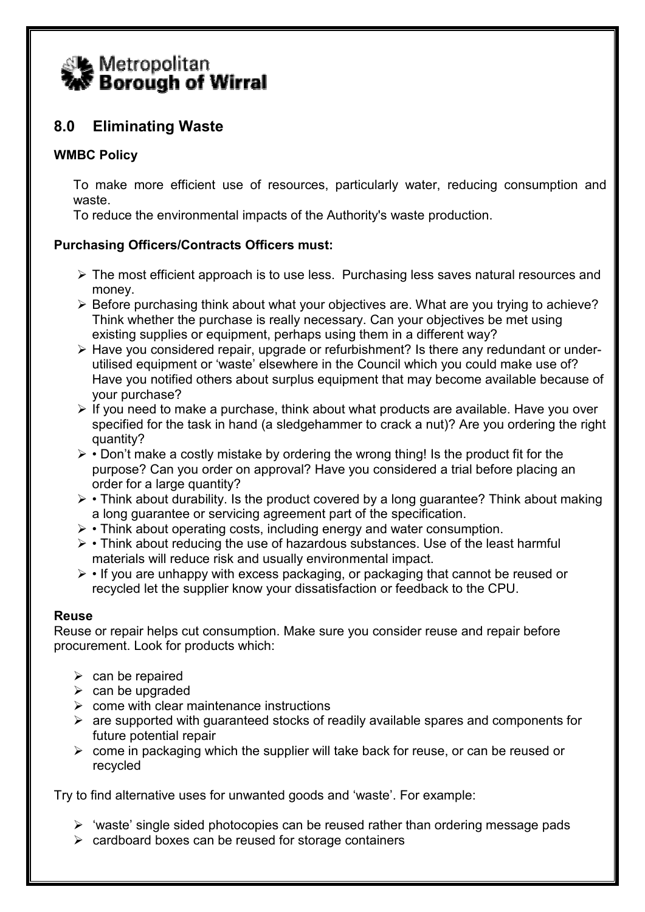Metropolitan **Borough of Wirral**

## 8.0 Eliminating Waste

**WMBC Policy**

To make more efficient use of resources, particularly water, reducing consumption and waste.
To reduce the environmental impacts of the Authority's waste production.

**Purchasing Officers/Contracts Officers must:**

- The most efficient approach is to use less. Purchasing less saves natural resources and money.
- Before purchasing think about what your objectives are. What are you trying to achieve? Think whether the purchase is really necessary. Can your objectives be met using existing supplies or equipment, perhaps using them in a different way?
- Have you considered repair, upgrade or refurbishment? Is there any redundant or under-utilised equipment or 'waste' elsewhere in the Council which you could make use of? Have you notified others about surplus equipment that may become available because of your purchase?
- If you need to make a purchase, think about what products are available. Have you over specified for the task in hand (a sledgehammer to crack a nut)? Are you ordering the right quantity?
- • Don't make a costly mistake by ordering the wrong thing! Is the product fit for the purpose? Can you order on approval? Have you considered a trial before placing an order for a large quantity?
- • Think about durability. Is the product covered by a long guarantee? Think about making a long guarantee or servicing agreement part of the specification.
- • Think about operating costs, including energy and water consumption.
- • Think about reducing the use of hazardous substances. Use of the least harmful materials will reduce risk and usually environmental impact.
- • If you are unhappy with excess packaging, or packaging that cannot be reused or recycled let the supplier know your dissatisfaction or feedback to the CPU.

**Reuse**

Reuse or repair helps cut consumption. Make sure you consider reuse and repair before procurement. Look for products which:

- can be repaired
- can be upgraded
- come with clear maintenance instructions
- are supported with guaranteed stocks of readily available spares and components for future potential repair
- come in packaging which the supplier will take back for reuse, or can be reused or recycled

Try to find alternative uses for unwanted goods and 'waste'. For example:

- 'waste' single sided photocopies can be reused rather than ordering message pads
- cardboard boxes can be reused for storage containers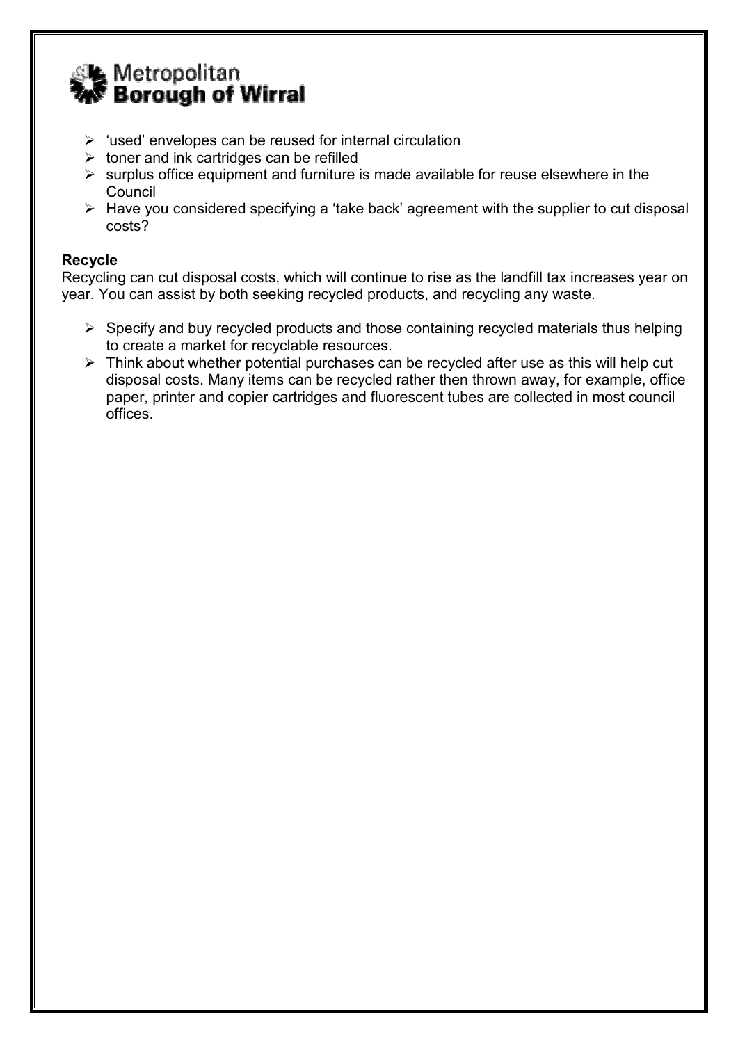- 'used' envelopes can be reused for internal circulation
- toner and ink cartridges can be refilled
- surplus office equipment and furniture is made available for reuse elsewhere in the Council
- Have you considered specifying a 'take back' agreement with the supplier to cut disposal costs?

**Recycle**

Recycling can cut disposal costs, which will continue to rise as the landfill tax increases year on year. You can assist by both seeking recycled products, and recycling any waste.

- Specify and buy recycled products and those containing recycled materials thus helping to create a market for recyclable resources.
- Think about whether potential purchases can be recycled after use as this will help cut disposal costs. Many items can be recycled rather then thrown away, for example, office paper, printer and copier cartridges and fluorescent tubes are collected in most council offices.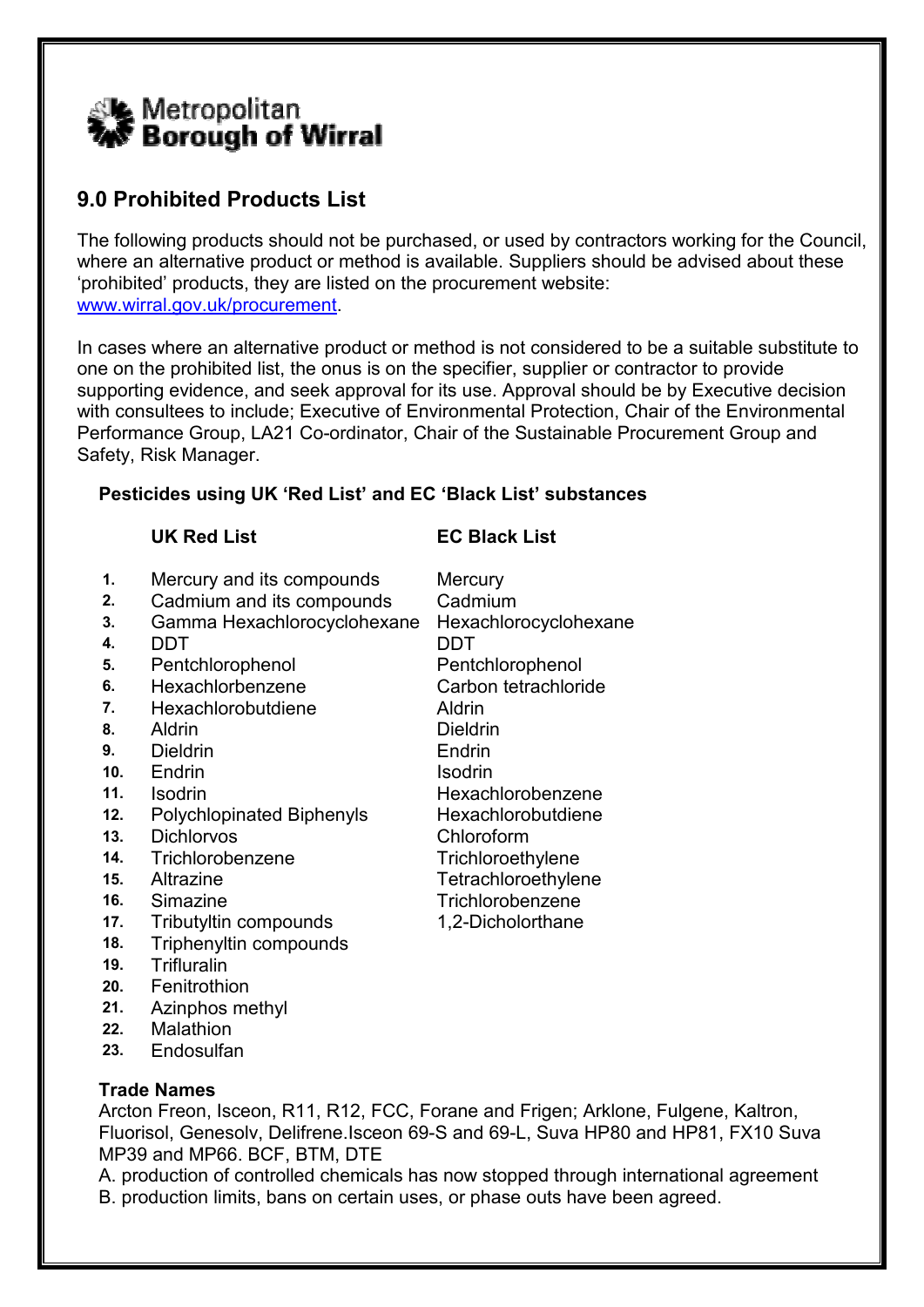Metropolitan Borough of Wirral

## 9.0 Prohibited Products List

The following products should not be purchased, or used by contractors working for the Council, where an alternative product or method is available. Suppliers should be advised about these 'prohibited' products, they are listed on the procurement website: [www.wirral.gov.uk/procurement](http://www.wirral.gov.uk/procurement).

In cases where an alternative product or method is not considered to be a suitable substitute to one on the prohibited list, the onus is on the specifier, supplier or contractor to provide supporting evidence, and seek approval for its use. Approval should be by Executive decision with consultees to include; Executive of Environmental Protection, Chair of the Environmental Performance Group, LA21 Co-ordinator, Chair of the Sustainable Procurement Group and Safety, Risk Manager.

**Pesticides using UK 'Red List' and EC 'Black List' substances**

| | **UK Red List** | **EC Black List** |
|---|---|---|
| **1.** | Mercury and its compounds | Mercury |
| **2.** | Cadmium and its compounds | Cadmium |
| **3.** | Gamma Hexachlorocyclohexane | Hexachlorocyclohexane |
| **4.** | DDT | DDT |
| **5.** | Pentchlorophenol | Pentchlorophenol |
| **6.** | Hexachlorbenzene | Carbon tetrachloride |
| **7.** | Hexachlorobutdiene | Aldrin |
| **8.** | Aldrin | Dieldrin |
| **9.** | Dieldrin | Endrin |
| **10.** | Endrin | Isodrin |
| **11.** | Isodrin | Hexachlorobenzene |
| **12.** | Polychlopinated Biphenyls | Hexachlorobutdiene |
| **13.** | Dichlorvos | Chloroform |
| **14.** | Trichlorobenzene | Trichloroethylene |
| **15.** | Altrazine | Tetrachloroethylene |
| **16.** | Simazine | Trichlorobenzene |
| **17.** | Tributyltin compounds | 1,2-Dicholorthane |
| **18.** | Triphenyltin compounds | |
| **19.** | Trifluralin | |
| **20.** | Fenitrothion | |
| **21.** | Azinphos methyl | |
| **22.** | Malathion | |
| **23.** | Endosulfan | |

**Trade Names**

Arcton Freon, Isceon, R11, R12, FCC, Forane and Frigen; Arklone, Fulgene, Kaltron, Fluorisol, Genesolv, Delifrene.Isceon 69-S and 69-L, Suva HP80 and HP81, FX10 Suva MP39 and MP66. BCF, BTM, DTE

A. production of controlled chemicals has now stopped through international agreement

B. production limits, bans on certain uses, or phase outs have been agreed.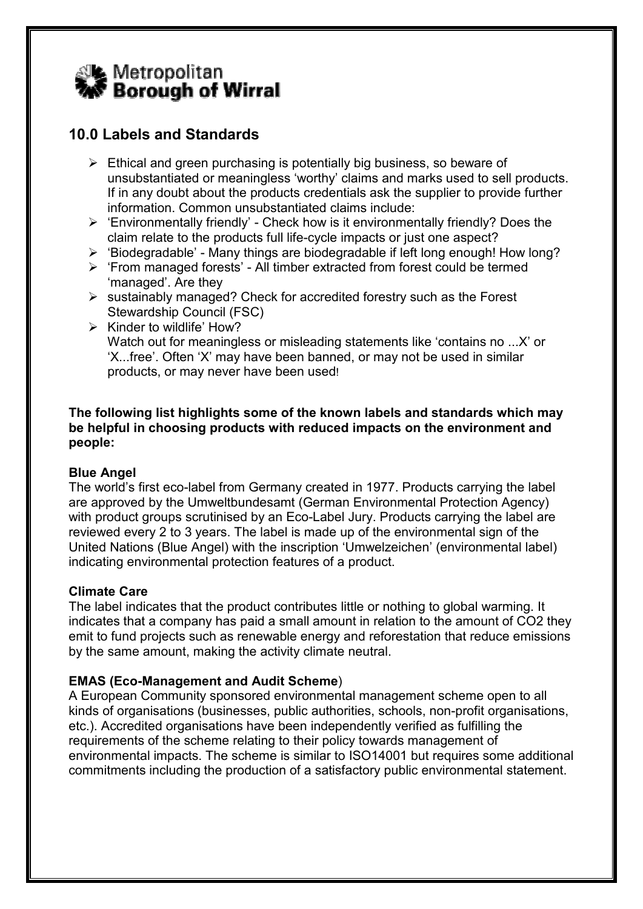Metropolitan **Borough of Wirral**

## 10.0 Labels and Standards

- Ethical and green purchasing is potentially big business, so beware of unsubstantiated or meaningless 'worthy' claims and marks used to sell products. If in any doubt about the products credentials ask the supplier to provide further information. Common unsubstantiated claims include:
- 'Environmentally friendly' - Check how is it environmentally friendly? Does the claim relate to the products full life-cycle impacts or just one aspect?
- 'Biodegradable' - Many things are biodegradable if left long enough! How long?
- 'From managed forests' - All timber extracted from forest could be termed 'managed'. Are they
- sustainably managed? Check for accredited forestry such as the Forest Stewardship Council (FSC)
- Kinder to wildlife' How?
  Watch out for meaningless or misleading statements like 'contains no ...X' or 'X...free'. Often 'X' may have been banned, or may not be used in similar products, or may never have been used!

**The following list highlights some of the known labels and standards which may be helpful in choosing products with reduced impacts on the environment and people:**

**Blue Angel**
The world's first eco-label from Germany created in 1977. Products carrying the label are approved by the Umweltbundesamt (German Environmental Protection Agency) with product groups scrutinised by an Eco-Label Jury. Products carrying the label are reviewed every 2 to 3 years. The label is made up of the environmental sign of the United Nations (Blue Angel) with the inscription 'Umweltzeichen' (environmental label) indicating environmental protection features of a product.

**Climate Care**
The label indicates that the product contributes little or nothing to global warming. It indicates that a company has paid a small amount in relation to the amount of $CO_2$ they emit to fund projects such as renewable energy and reforestation that reduce emissions by the same amount, making the activity climate neutral.

**EMAS (Eco-Management and Audit Scheme)**
A European Community sponsored environmental management scheme open to all kinds of organisations (businesses, public authorities, schools, non-profit organisations, etc.). Accredited organisations have been independently verified as fulfilling the requirements of the scheme relating to their policy towards management of environmental impacts. The scheme is similar to ISO14001 but requires some additional commitments including the production of a satisfactory public environmental statement.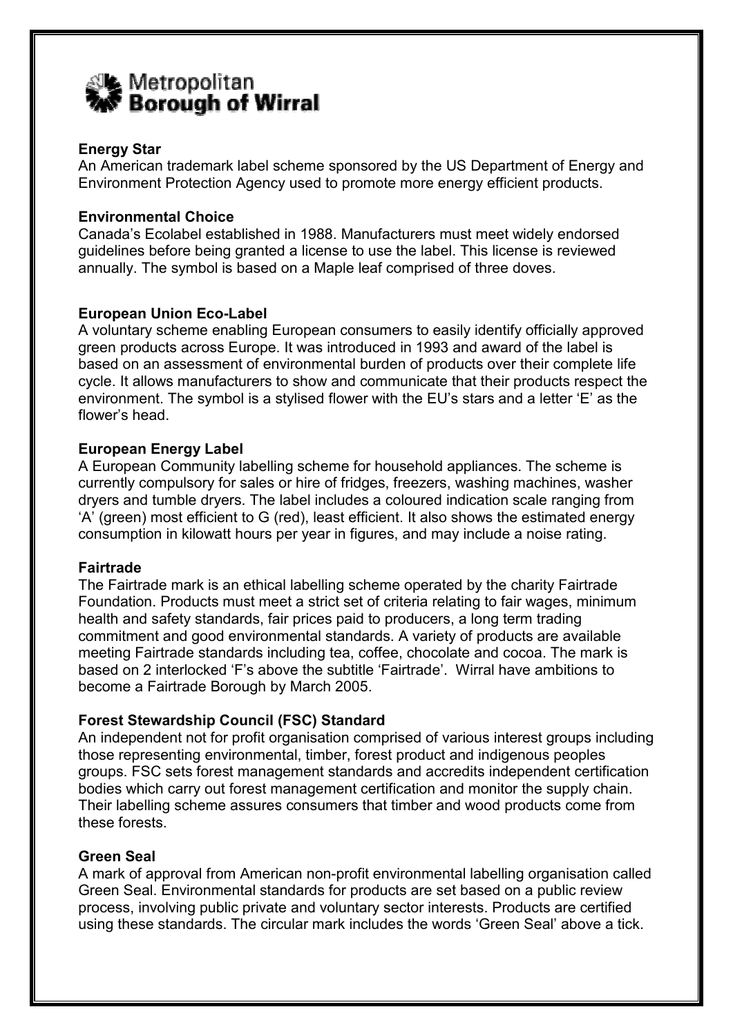Metropolitan Borough of Wirral

**Energy Star**
An American trademark label scheme sponsored by the US Department of Energy and Environment Protection Agency used to promote more energy efficient products.

**Environmental Choice**
Canada's Ecolabel established in 1988. Manufacturers must meet widely endorsed guidelines before being granted a license to use the label. This license is reviewed annually. The symbol is based on a Maple leaf comprised of three doves.

**European Union Eco-Label**
A voluntary scheme enabling European consumers to easily identify officially approved green products across Europe. It was introduced in 1993 and award of the label is based on an assessment of environmental burden of products over their complete life cycle. It allows manufacturers to show and communicate that their products respect the environment. The symbol is a stylised flower with the EU's stars and a letter 'E' as the flower's head.

**European Energy Label**
A European Community labelling scheme for household appliances. The scheme is currently compulsory for sales or hire of fridges, freezers, washing machines, washer dryers and tumble dryers. The label includes a coloured indication scale ranging from 'A' (green) most efficient to G (red), least efficient. It also shows the estimated energy consumption in kilowatt hours per year in figures, and may include a noise rating.

**Fairtrade**
The Fairtrade mark is an ethical labelling scheme operated by the charity Fairtrade Foundation. Products must meet a strict set of criteria relating to fair wages, minimum health and safety standards, fair prices paid to producers, a long term trading commitment and good environmental standards. A variety of products are available meeting Fairtrade standards including tea, coffee, chocolate and cocoa. The mark is based on 2 interlocked 'F's above the subtitle 'Fairtrade'. Wirral have ambitions to become a Fairtrade Borough by March 2005.

**Forest Stewardship Council (FSC) Standard**
An independent not for profit organisation comprised of various interest groups including those representing environmental, timber, forest product and indigenous peoples groups. FSC sets forest management standards and accredits independent certification bodies which carry out forest management certification and monitor the supply chain. Their labelling scheme assures consumers that timber and wood products come from these forests.

**Green Seal**
A mark of approval from American non-profit environmental labelling organisation called Green Seal. Environmental standards for products are set based on a public review process, involving public private and voluntary sector interests. Products are certified using these standards. The circular mark includes the words 'Green Seal' above a tick.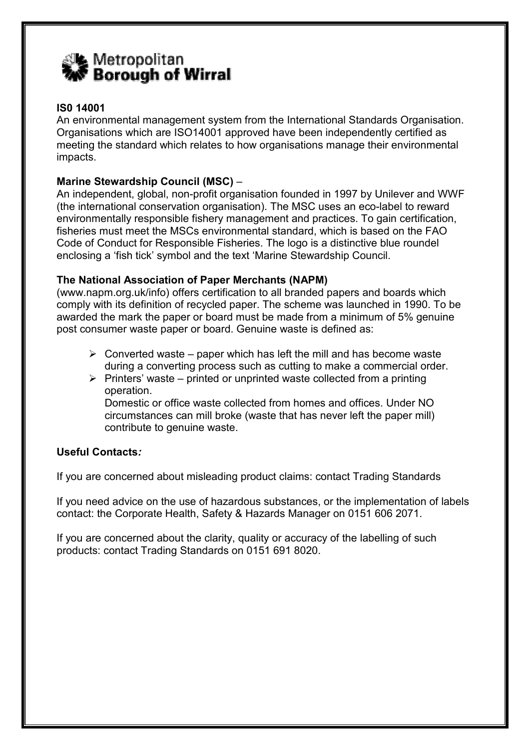**Metropolitan Borough of Wirral**

**IS0 14001**

An environmental management system from the International Standards Organisation. Organisations which are ISO14001 approved have been independently certified as meeting the standard which relates to how organisations manage their environmental impacts.

**Marine Stewardship Council (MSC)** –

An independent, global, non-profit organisation founded in 1997 by Unilever and WWF (the international conservation organisation). The MSC uses an eco-label to reward environmentally responsible fishery management and practices. To gain certification, fisheries must meet the MSCs environmental standard, which is based on the FAO Code of Conduct for Responsible Fisheries. The logo is a distinctive blue roundel enclosing a 'fish tick' symbol and the text 'Marine Stewardship Council.

**The National Association of Paper Merchants (NAPM)**

(www.napm.org.uk/info) offers certification to all branded papers and boards which comply with its definition of recycled paper. The scheme was launched in 1990. To be awarded the mark the paper or board must be made from a minimum of 5% genuine post consumer waste paper or board. Genuine waste is defined as:

- Converted waste – paper which has left the mill and has become waste during a converting process such as cutting to make a commercial order.
- Printers' waste – printed or unprinted waste collected from a printing operation.
  Domestic or office waste collected from homes and offices. Under NO circumstances can mill broke (waste that has never left the paper mill) contribute to genuine waste.

**Useful Contacts*:***

If you are concerned about misleading product claims: contact Trading Standards

If you need advice on the use of hazardous substances, or the implementation of labels contact: the Corporate Health, Safety & Hazards Manager on 0151 606 2071.

If you are concerned about the clarity, quality or accuracy of the labelling of such products: contact Trading Standards on 0151 691 8020.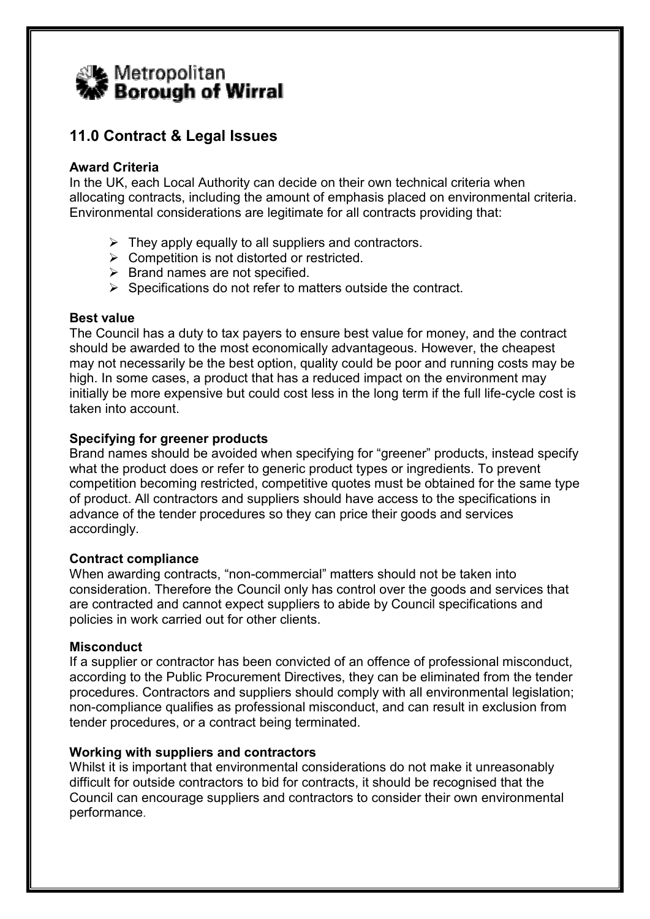Metropolitan
**Borough of Wirral**

## 11.0 Contract & Legal Issues

**Award Criteria**

In the UK, each Local Authority can decide on their own technical criteria when allocating contracts, including the amount of emphasis placed on environmental criteria. Environmental considerations are legitimate for all contracts providing that:

- They apply equally to all suppliers and contractors.
- Competition is not distorted or restricted.
- Brand names are not specified.
- Specifications do not refer to matters outside the contract.

**Best value**

The Council has a duty to tax payers to ensure best value for money, and the contract should be awarded to the most economically advantageous. However, the cheapest may not necessarily be the best option, quality could be poor and running costs may be high. In some cases, a product that has a reduced impact on the environment may initially be more expensive but could cost less in the long term if the full life-cycle cost is taken into account.

**Specifying for greener products**

Brand names should be avoided when specifying for "greener" products, instead specify what the product does or refer to generic product types or ingredients. To prevent competition becoming restricted, competitive quotes must be obtained for the same type of product. All contractors and suppliers should have access to the specifications in advance of the tender procedures so they can price their goods and services accordingly.

**Contract compliance**

When awarding contracts, "non-commercial" matters should not be taken into consideration. Therefore the Council only has control over the goods and services that are contracted and cannot expect suppliers to abide by Council specifications and policies in work carried out for other clients.

**Misconduct**

If a supplier or contractor has been convicted of an offence of professional misconduct, according to the Public Procurement Directives, they can be eliminated from the tender procedures. Contractors and suppliers should comply with all environmental legislation; non-compliance qualifies as professional misconduct, and can result in exclusion from tender procedures, or a contract being terminated.

**Working with suppliers and contractors**

Whilst it is important that environmental considerations do not make it unreasonably difficult for outside contractors to bid for contracts, it should be recognised that the Council can encourage suppliers and contractors to consider their own environmental performance.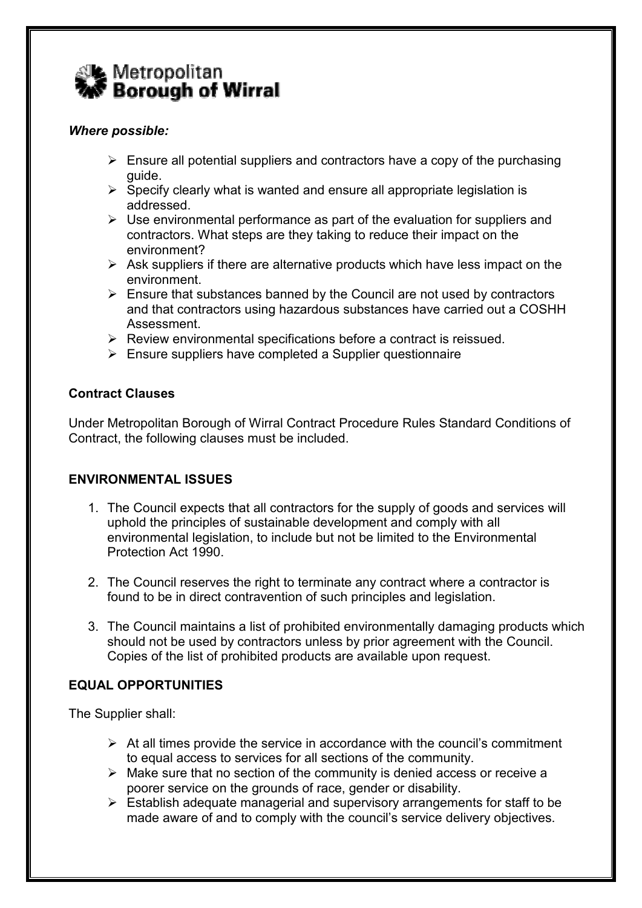Metropolitan **Borough of Wirral**

***Where possible:***

- Ensure all potential suppliers and contractors have a copy of the purchasing guide.
- Specify clearly what is wanted and ensure all appropriate legislation is addressed.
- Use environmental performance as part of the evaluation for suppliers and contractors. What steps are they taking to reduce their impact on the environment?
- Ask suppliers if there are alternative products which have less impact on the environment.
- Ensure that substances banned by the Council are not used by contractors and that contractors using hazardous substances have carried out a COSHH Assessment.
- Review environmental specifications before a contract is reissued.
- Ensure suppliers have completed a Supplier questionnaire

**Contract Clauses**

Under Metropolitan Borough of Wirral Contract Procedure Rules Standard Conditions of Contract, the following clauses must be included.

**ENVIRONMENTAL ISSUES**

1. The Council expects that all contractors for the supply of goods and services will uphold the principles of sustainable development and comply with all environmental legislation, to include but not be limited to the Environmental Protection Act 1990.

2. The Council reserves the right to terminate any contract where a contractor is found to be in direct contravention of such principles and legislation.

3. The Council maintains a list of prohibited environmentally damaging products which should not be used by contractors unless by prior agreement with the Council. Copies of the list of prohibited products are available upon request.

**EQUAL OPPORTUNITIES**

The Supplier shall:

- At all times provide the service in accordance with the council's commitment to equal access to services for all sections of the community.
- Make sure that no section of the community is denied access or receive a poorer service on the grounds of race, gender or disability.
- Establish adequate managerial and supervisory arrangements for staff to be made aware of and to comply with the council's service delivery objectives.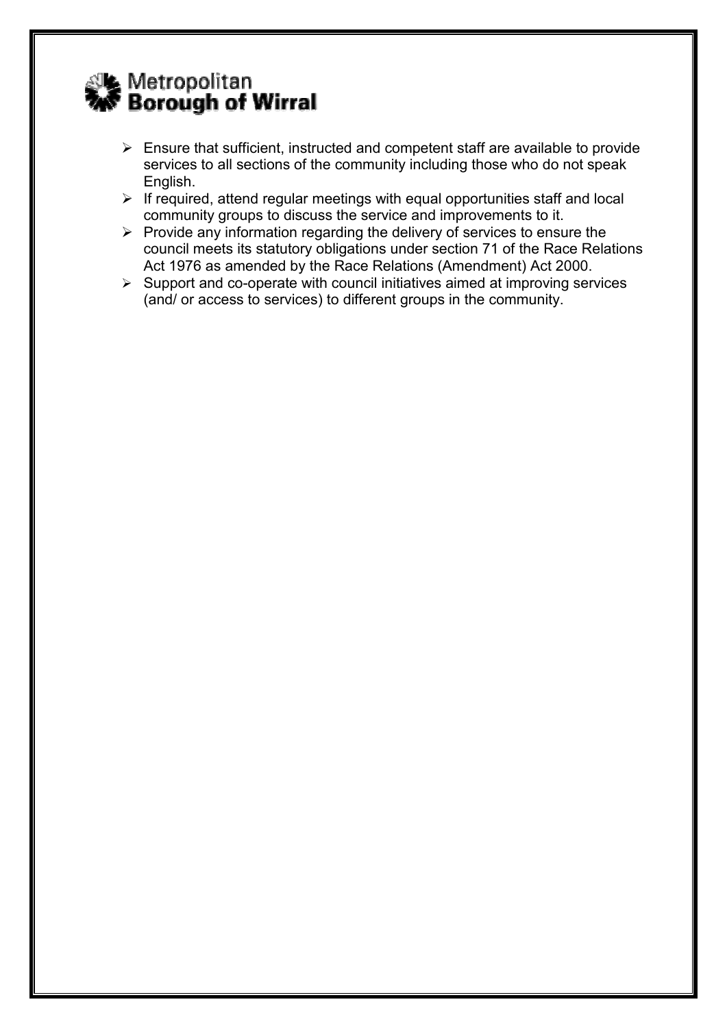- Ensure that sufficient, instructed and competent staff are available to provide services to all sections of the community including those who do not speak English.
- If required, attend regular meetings with equal opportunities staff and local community groups to discuss the service and improvements to it.
- Provide any information regarding the delivery of services to ensure the council meets its statutory obligations under section 71 of the Race Relations Act 1976 as amended by the Race Relations (Amendment) Act 2000.
- Support and co-operate with council initiatives aimed at improving services (and/ or access to services) to different groups in the community.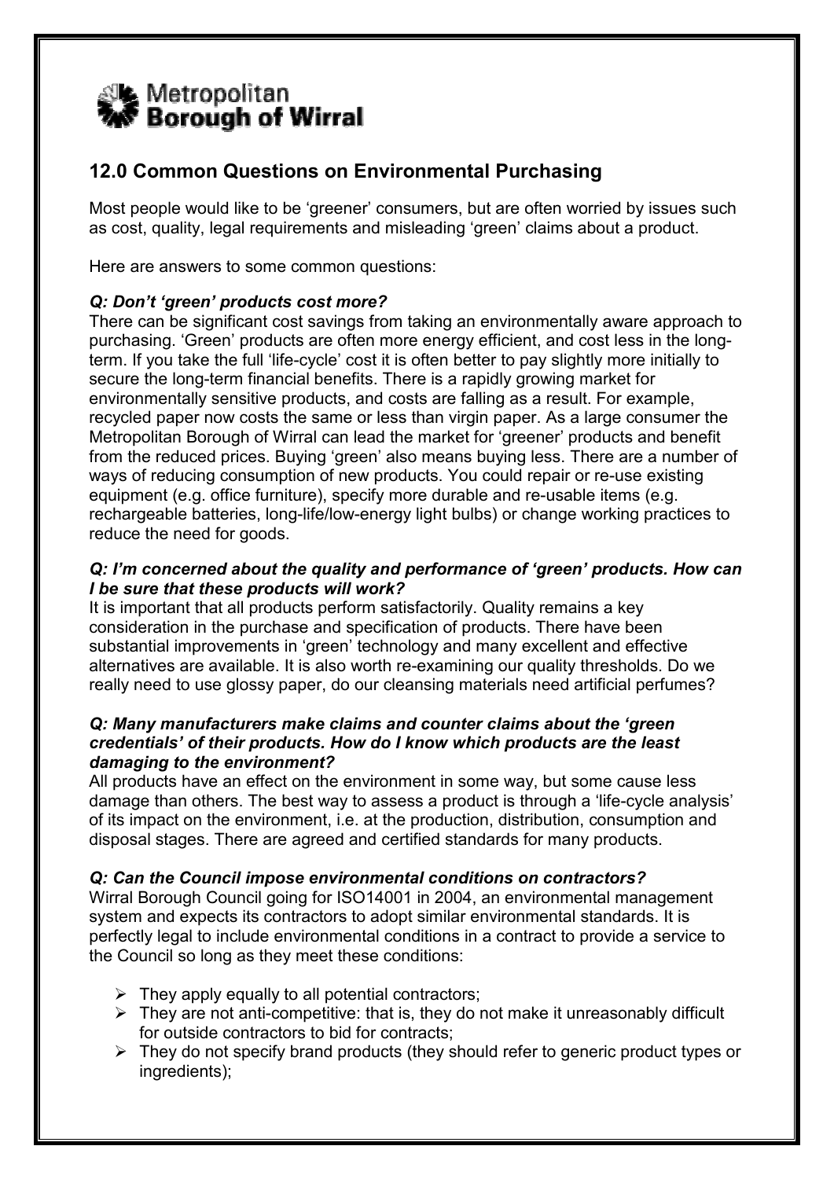Metropolitan **Borough of Wirral**

## 12.0 Common Questions on Environmental Purchasing

Most people would like to be 'greener' consumers, but are often worried by issues such as cost, quality, legal requirements and misleading 'green' claims about a product.

Here are answers to some common questions:

***Q: Don't 'green' products cost more?***

There can be significant cost savings from taking an environmentally aware approach to purchasing. 'Green' products are often more energy efficient, and cost less in the long-term. If you take the full 'life-cycle' cost it is often better to pay slightly more initially to secure the long-term financial benefits. There is a rapidly growing market for environmentally sensitive products, and costs are falling as a result. For example, recycled paper now costs the same or less than virgin paper. As a large consumer the Metropolitan Borough of Wirral can lead the market for 'greener' products and benefit from the reduced prices. Buying 'green' also means buying less. There are a number of ways of reducing consumption of new products. You could repair or re-use existing equipment (e.g. office furniture), specify more durable and re-usable items (e.g. rechargeable batteries, long-life/low-energy light bulbs) or change working practices to reduce the need for goods.

***Q: I'm concerned about the quality and performance of 'green' products. How can I be sure that these products will work?***

It is important that all products perform satisfactorily. Quality remains a key consideration in the purchase and specification of products. There have been substantial improvements in 'green' technology and many excellent and effective alternatives are available. It is also worth re-examining our quality thresholds. Do we really need to use glossy paper, do our cleansing materials need artificial perfumes?

***Q: Many manufacturers make claims and counter claims about the 'green credentials' of their products. How do I know which products are the least damaging to the environment?***

All products have an effect on the environment in some way, but some cause less damage than others. The best way to assess a product is through a 'life-cycle analysis' of its impact on the environment, i.e. at the production, distribution, consumption and disposal stages. There are agreed and certified standards for many products.

***Q: Can the Council impose environmental conditions on contractors?***

Wirral Borough Council going for ISO14001 in 2004, an environmental management system and expects its contractors to adopt similar environmental standards. It is perfectly legal to include environmental conditions in a contract to provide a service to the Council so long as they meet these conditions:

- They apply equally to all potential contractors;
- They are not anti-competitive: that is, they do not make it unreasonably difficult for outside contractors to bid for contracts;
- They do not specify brand products (they should refer to generic product types or ingredients);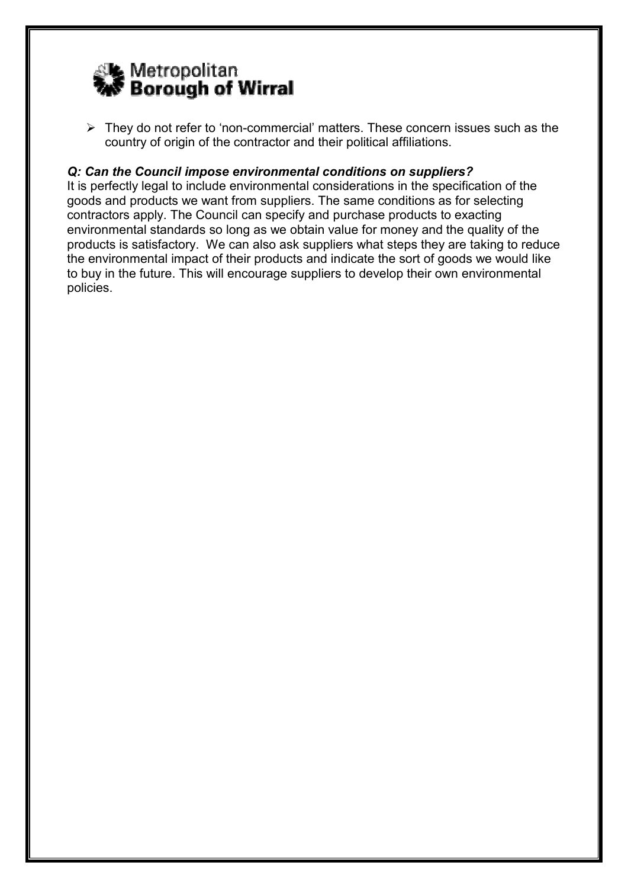- They do not refer to 'non-commercial' matters. These concern issues such as the country of origin of the contractor and their political affiliations.

***Q: Can the Council impose environmental conditions on suppliers?***

It is perfectly legal to include environmental considerations in the specification of the goods and products we want from suppliers. The same conditions as for selecting contractors apply. The Council can specify and purchase products to exacting environmental standards so long as we obtain value for money and the quality of the products is satisfactory. We can also ask suppliers what steps they are taking to reduce the environmental impact of their products and indicate the sort of goods we would like to buy in the future. This will encourage suppliers to develop their own environmental policies.